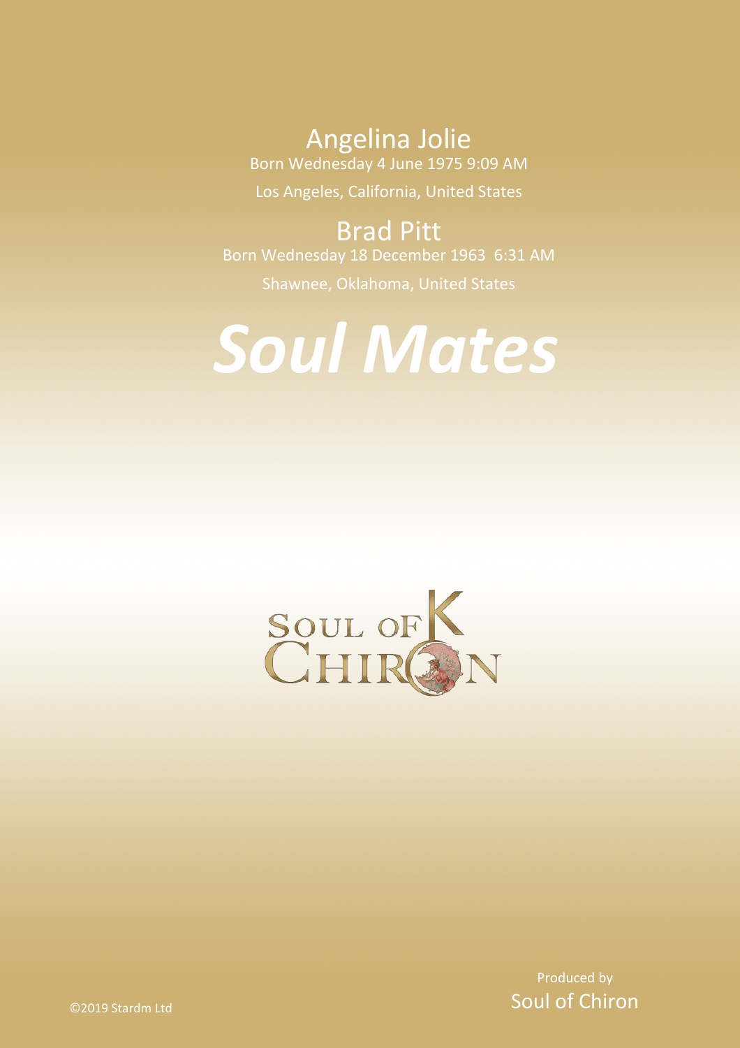Angelina Jolie

Born Wednesday 4 June 1975 9:09 AM

Los Angeles, California, United States

Brad Pitt

Born Wednesday 18 December 1963 6:31 AM

Shawnee, Oklahoma, United States

# *Soul Mates*

SOUL OF K CHIRON

Produced by

Soul of Chiron

©2019 Stardm Ltd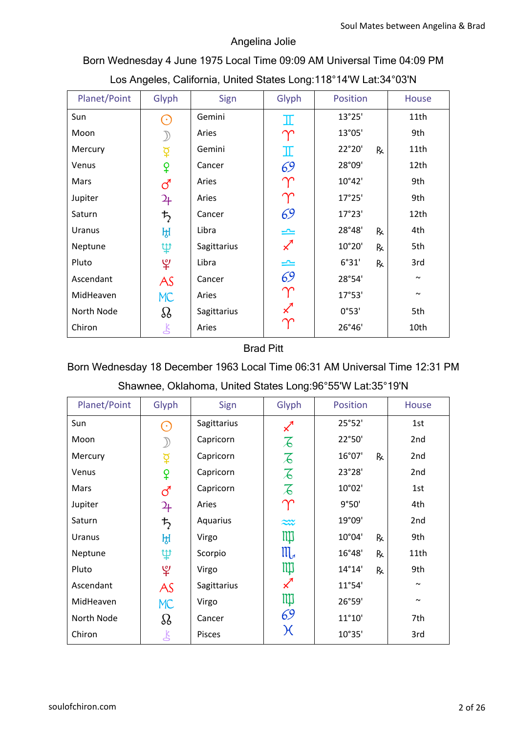Angelina Jolie

Born Wednesday 4 June 1975 Local Time 09:09 AM Universal Time 04:09 PM

Los Angeles, California, United States Long:118°14'W Lat:34°03'N

| Planet/Point | Glyph | Sign | Glyph | Position | House |
|---|---|---|---|---|---|
| Sun | ☉ | Gemini | ♊ | 13°25' | 11th |
| Moon | ☽ | Aries | ♈ | 13°05' | 9th |
| Mercury | ☿ | Gemini | ♊ | 22°20' ℞ | 11th |
| Venus | ♀ | Cancer | ♋ | 28°09' | 12th |
| Mars | ♂ | Aries | ♈ | 10°42' | 9th |
| Jupiter | ♃ | Aries | ♈ | 17°25' | 9th |
| Saturn | ♄ | Cancer | ♋ | 17°23' | 12th |
| Uranus | ♅ | Libra | ♎ | 28°48' ℞ | 4th |
| Neptune | ♆ | Sagittarius | ♐ | 10°20' ℞ | 5th |
| Pluto | ♇ | Libra | ♎ | 6°31' ℞ | 3rd |
| Ascendant | AS | Cancer | ♋ | 28°54' | ~ |
| MidHeaven | MC | Aries | ♈ | 17°53' | ~ |
| North Node | ☊ | Sagittarius | ♐ | 0°53' | 5th |
| Chiron | ⚷ | Aries | ♈ | 26°46' | 10th |

Brad Pitt

Born Wednesday 18 December 1963 Local Time 06:31 AM Universal Time 12:31 PM

Shawnee, Oklahoma, United States Long:96°55'W Lat:35°19'N

| Planet/Point | Glyph | Sign | Glyph | Position | House |
|---|---|---|---|---|---|
| Sun | ☉ | Sagittarius | ♐ | 25°52' | 1st |
| Moon | ☽ | Capricorn | ♑ | 22°50' | 2nd |
| Mercury | ☿ | Capricorn | ♑ | 16°07' ℞ | 2nd |
| Venus | ♀ | Capricorn | ♑ | 23°28' | 2nd |
| Mars | ♂ | Capricorn | ♑ | 10°02' | 1st |
| Jupiter | ♃ | Aries | ♈ | 9°50' | 4th |
| Saturn | ♄ | Aquarius | ♒ | 19°09' | 2nd |
| Uranus | ♅ | Virgo | ♍ | 10°04' ℞ | 9th |
| Neptune | ♆ | Scorpio | ♏ | 16°48' ℞ | 11th |
| Pluto | ♇ | Virgo | ♍ | 14°14' ℞ | 9th |
| Ascendant | AS | Sagittarius | ♐ | 11°54' | ~ |
| MidHeaven | MC | Virgo | ♍ | 26°59' | ~ |
| North Node | ☊ | Cancer | ♋ | 11°10' | 7th |
| Chiron | ⚷ | Pisces | ♓ | 10°35' | 3rd |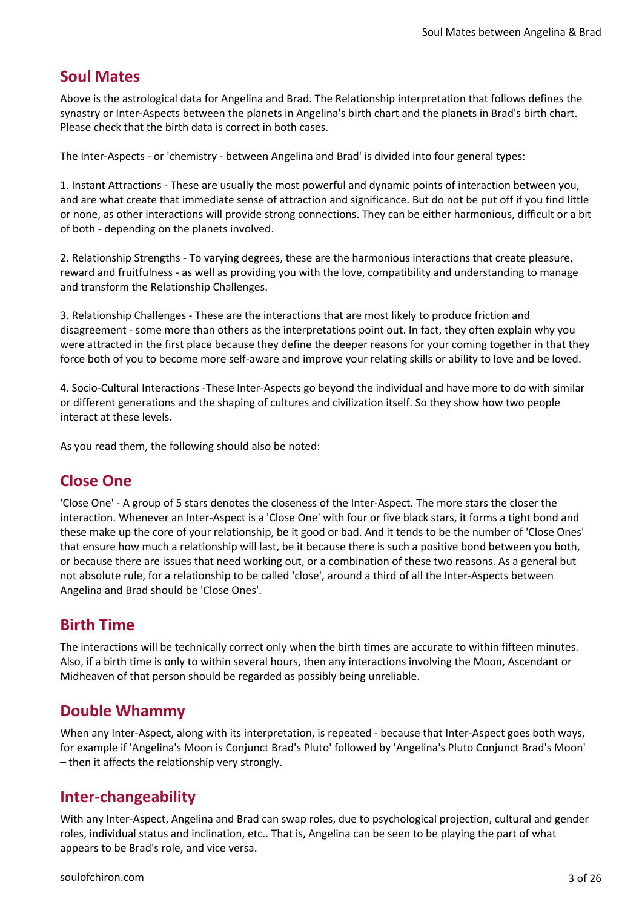## Soul Mates

Above is the astrological data for Angelina and Brad. The Relationship interpretation that follows defines the synastry or Inter-Aspects between the planets in Angelina's birth chart and the planets in Brad's birth chart. Please check that the birth data is correct in both cases.

The Inter-Aspects - or 'chemistry - between Angelina and Brad' is divided into four general types:

1. Instant Attractions - These are usually the most powerful and dynamic points of interaction between you, and are what create that immediate sense of attraction and significance. But do not be put off if you find little or none, as other interactions will provide strong connections. They can be either harmonious, difficult or a bit of both - depending on the planets involved.

2. Relationship Strengths - To varying degrees, these are the harmonious interactions that create pleasure, reward and fruitfulness - as well as providing you with the love, compatibility and understanding to manage and transform the Relationship Challenges.

3. Relationship Challenges - These are the interactions that are most likely to produce friction and disagreement - some more than others as the interpretations point out. In fact, they often explain why you were attracted in the first place because they define the deeper reasons for your coming together in that they force both of you to become more self-aware and improve your relating skills or ability to love and be loved.

4. Socio-Cultural Interactions -These Inter-Aspects go beyond the individual and have more to do with similar or different generations and the shaping of cultures and civilization itself. So they show how two people interact at these levels.

As you read them, the following should also be noted:

## Close One

'Close One' - A group of 5 stars denotes the closeness of the Inter-Aspect. The more stars the closer the interaction. Whenever an Inter-Aspect is a 'Close One' with four or five black stars, it forms a tight bond and these make up the core of your relationship, be it good or bad. And it tends to be the number of 'Close Ones' that ensure how much a relationship will last, be it because there is such a positive bond between you both, or because there are issues that need working out, or a combination of these two reasons. As a general but not absolute rule, for a relationship to be called 'close', around a third of all the Inter-Aspects between Angelina and Brad should be 'Close Ones'.

## Birth Time

The interactions will be technically correct only when the birth times are accurate to within fifteen minutes. Also, if a birth time is only to within several hours, then any interactions involving the Moon, Ascendant or Midheaven of that person should be regarded as possibly being unreliable.

## Double Whammy

When any Inter-Aspect, along with its interpretation, is repeated - because that Inter-Aspect goes both ways, for example if 'Angelina's Moon is Conjunct Brad's Pluto' followed by 'Angelina's Pluto Conjunct Brad's Moon' – then it affects the relationship very strongly.

## Inter-changeability

With any Inter-Aspect, Angelina and Brad can swap roles, due to psychological projection, cultural and gender roles, individual status and inclination, etc.. That is, Angelina can be seen to be playing the part of what appears to be Brad's role, and vice versa.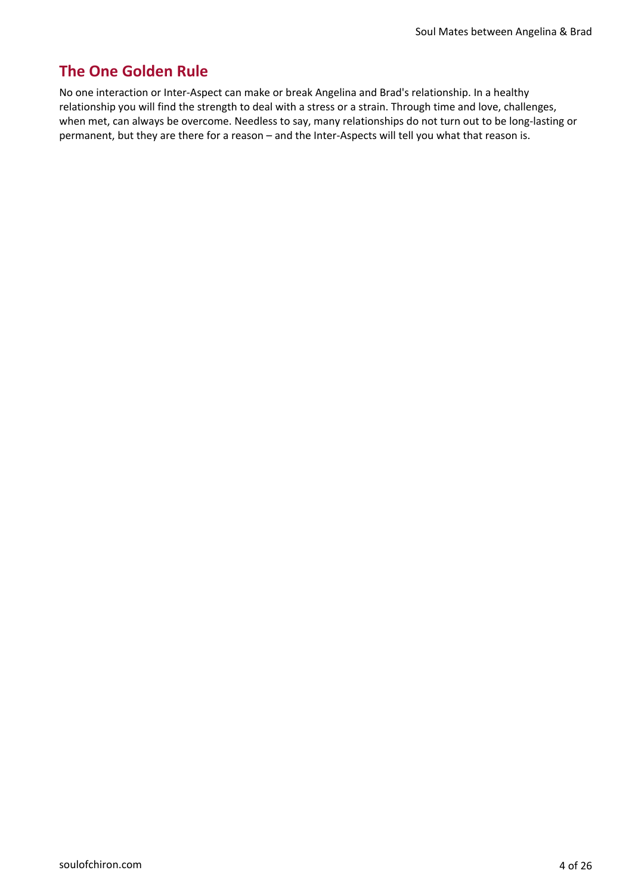## The One Golden Rule

No one interaction or Inter-Aspect can make or break Angelina and Brad's relationship. In a healthy relationship you will find the strength to deal with a stress or a strain. Through time and love, challenges, when met, can always be overcome. Needless to say, many relationships do not turn out to be long-lasting or permanent, but they are there for a reason – and the Inter-Aspects will tell you what that reason is.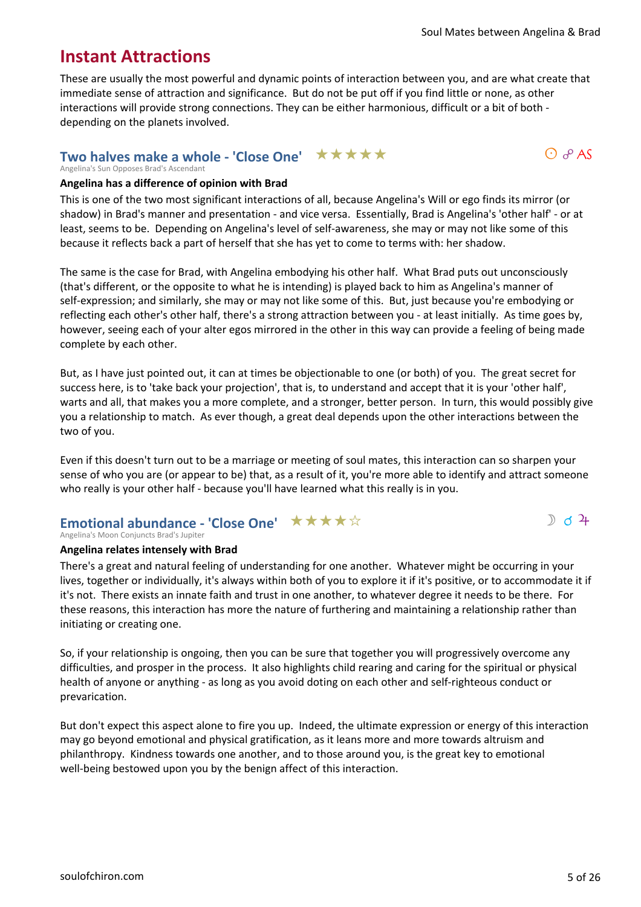# Instant Attractions

These are usually the most powerful and dynamic points of interaction between you, and are what create that immediate sense of attraction and significance. But do not be put off if you find little or none, as other interactions will provide strong connections. They can be either harmonious, difficult or a bit of both - depending on the planets involved.

## Two halves make a whole - 'Close One' ★★★★★

☉ ☍ AS

Angelina's Sun Opposes Brad's Ascendant

**Angelina has a difference of opinion with Brad**

This is one of the two most significant interactions of all, because Angelina's Will or ego finds its mirror (or shadow) in Brad's manner and presentation - and vice versa. Essentially, Brad is Angelina's 'other half' - or at least, seems to be. Depending on Angelina's level of self-awareness, she may or may not like some of this because it reflects back a part of herself that she has yet to come to terms with: her shadow.

The same is the case for Brad, with Angelina embodying his other half. What Brad puts out unconsciously (that's different, or the opposite to what he is intending) is played back to him as Angelina's manner of self-expression; and similarly, she may or may not like some of this. But, just because you're embodying or reflecting each other's other half, there's a strong attraction between you - at least initially. As time goes by, however, seeing each of your alter egos mirrored in the other in this way can provide a feeling of being made complete by each other.

But, as I have just pointed out, it can at times be objectionable to one (or both) of you. The great secret for success here, is to 'take back your projection', that is, to understand and accept that it is your 'other half', warts and all, that makes you a more complete, and a stronger, better person. In turn, this would possibly give you a relationship to match. As ever though, a great deal depends upon the other interactions between the two of you.

Even if this doesn't turn out to be a marriage or meeting of soul mates, this interaction can so sharpen your sense of who you are (or appear to be) that, as a result of it, you're more able to identify and attract someone who really is your other half - because you'll have learned what this really is in you.

## Emotional abundance - 'Close One' ★★★★☆

☽ ☌ ♃

Angelina's Moon Conjuncts Brad's Jupiter

**Angelina relates intensely with Brad**

There's a great and natural feeling of understanding for one another. Whatever might be occurring in your lives, together or individually, it's always within both of you to explore it if it's positive, or to accommodate it if it's not. There exists an innate faith and trust in one another, to whatever degree it needs to be there. For these reasons, this interaction has more the nature of furthering and maintaining a relationship rather than initiating or creating one.

So, if your relationship is ongoing, then you can be sure that together you will progressively overcome any difficulties, and prosper in the process. It also highlights child rearing and caring for the spiritual or physical health of anyone or anything - as long as you avoid doting on each other and self-righteous conduct or prevarication.

But don't expect this aspect alone to fire you up. Indeed, the ultimate expression or energy of this interaction may go beyond emotional and physical gratification, as it leans more and more towards altruism and philanthropy. Kindness towards one another, and to those around you, is the great key to emotional well-being bestowed upon you by the benign affect of this interaction.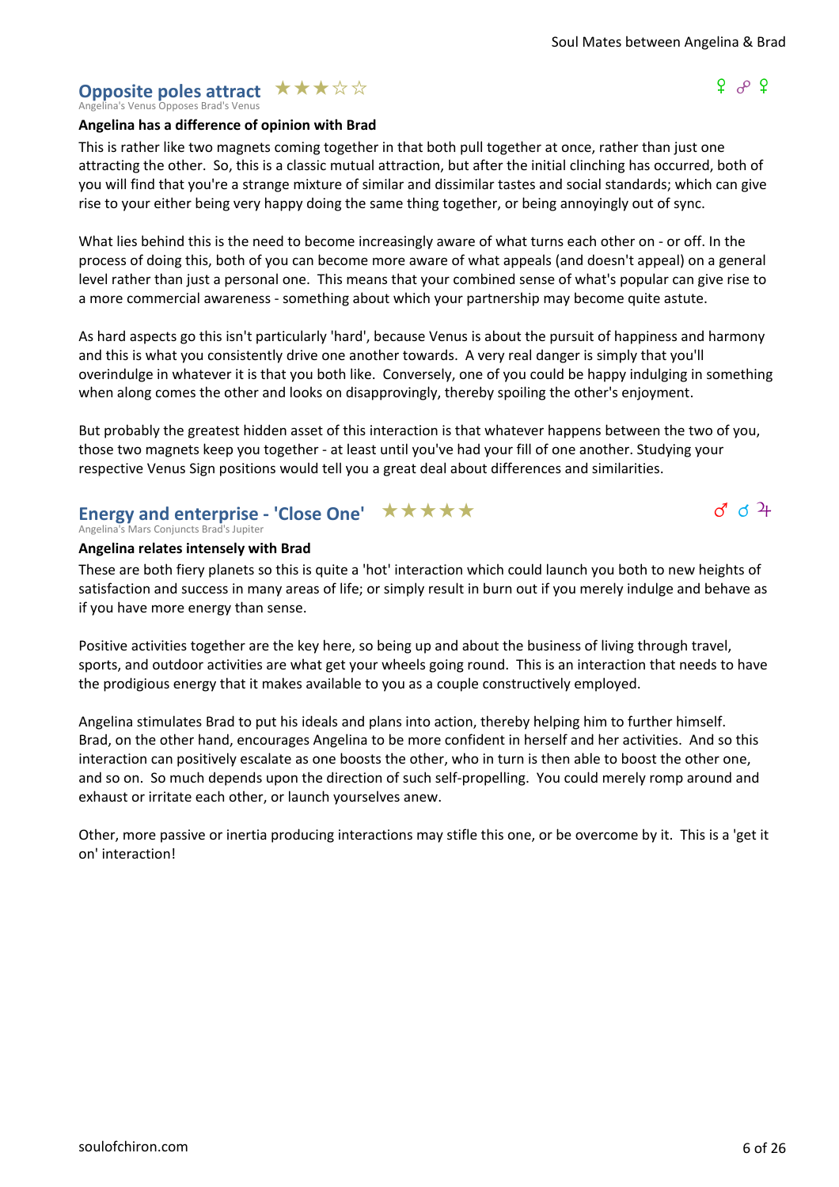## Opposite poles attract ★★★☆☆

Angelina's Venus Opposes Brad's Venus

♀ ☍ ♀

**Angelina has a difference of opinion with Brad**

This is rather like two magnets coming together in that both pull together at once, rather than just one attracting the other. So, this is a classic mutual attraction, but after the initial clinching has occurred, both of you will find that you're a strange mixture of similar and dissimilar tastes and social standards; which can give rise to your either being very happy doing the same thing together, or being annoyingly out of sync.

What lies behind this is the need to become increasingly aware of what turns each other on - or off. In the process of doing this, both of you can become more aware of what appeals (and doesn't appeal) on a general level rather than just a personal one. This means that your combined sense of what's popular can give rise to a more commercial awareness - something about which your partnership may become quite astute.

As hard aspects go this isn't particularly 'hard', because Venus is about the pursuit of happiness and harmony and this is what you consistently drive one another towards. A very real danger is simply that you'll overindulge in whatever it is that you both like. Conversely, one of you could be happy indulging in something when along comes the other and looks on disapprovingly, thereby spoiling the other's enjoyment.

But probably the greatest hidden asset of this interaction is that whatever happens between the two of you, those two magnets keep you together - at least until you've had your fill of one another. Studying your respective Venus Sign positions would tell you a great deal about differences and similarities.

## Energy and enterprise - 'Close One' ★★★★★

Angelina's Mars Conjuncts Brad's Jupiter

♂ ☌ ♃

**Angelina relates intensely with Brad**

These are both fiery planets so this is quite a 'hot' interaction which could launch you both to new heights of satisfaction and success in many areas of life; or simply result in burn out if you merely indulge and behave as if you have more energy than sense.

Positive activities together are the key here, so being up and about the business of living through travel, sports, and outdoor activities are what get your wheels going round. This is an interaction that needs to have the prodigious energy that it makes available to you as a couple constructively employed.

Angelina stimulates Brad to put his ideals and plans into action, thereby helping him to further himself. Brad, on the other hand, encourages Angelina to be more confident in herself and her activities. And so this interaction can positively escalate as one boosts the other, who in turn is then able to boost the other one, and so on. So much depends upon the direction of such self-propelling. You could merely romp around and exhaust or irritate each other, or launch yourselves anew.

Other, more passive or inertia producing interactions may stifle this one, or be overcome by it. This is a 'get it on' interaction!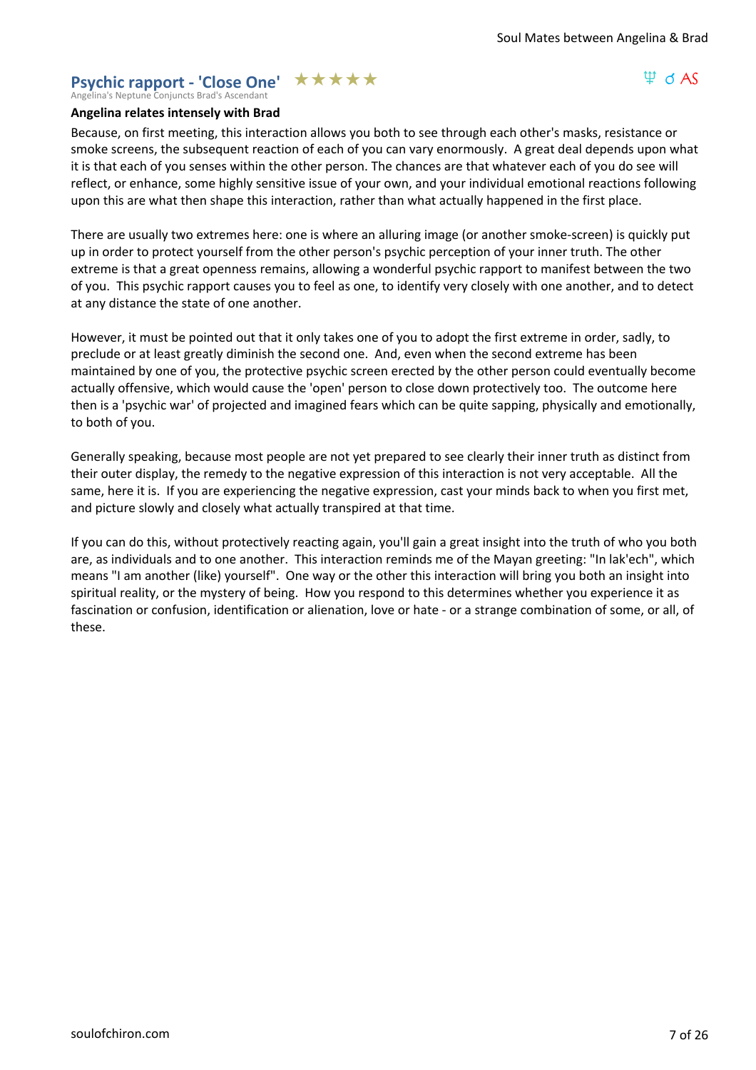## Psychic rapport - 'Close One' ★★★★★

Angelina's Neptune Conjuncts Brad's Ascendant

♆ ☌ AS

**Angelina relates intensely with Brad**

Because, on first meeting, this interaction allows you both to see through each other's masks, resistance or smoke screens, the subsequent reaction of each of you can vary enormously. A great deal depends upon what it is that each of you senses within the other person. The chances are that whatever each of you do see will reflect, or enhance, some highly sensitive issue of your own, and your individual emotional reactions following upon this are what then shape this interaction, rather than what actually happened in the first place.

There are usually two extremes here: one is where an alluring image (or another smoke-screen) is quickly put up in order to protect yourself from the other person's psychic perception of your inner truth. The other extreme is that a great openness remains, allowing a wonderful psychic rapport to manifest between the two of you. This psychic rapport causes you to feel as one, to identify very closely with one another, and to detect at any distance the state of one another.

However, it must be pointed out that it only takes one of you to adopt the first extreme in order, sadly, to preclude or at least greatly diminish the second one. And, even when the second extreme has been maintained by one of you, the protective psychic screen erected by the other person could eventually become actually offensive, which would cause the 'open' person to close down protectively too. The outcome here then is a 'psychic war' of projected and imagined fears which can be quite sapping, physically and emotionally, to both of you.

Generally speaking, because most people are not yet prepared to see clearly their inner truth as distinct from their outer display, the remedy to the negative expression of this interaction is not very acceptable. All the same, here it is. If you are experiencing the negative expression, cast your minds back to when you first met, and picture slowly and closely what actually transpired at that time.

If you can do this, without protectively reacting again, you'll gain a great insight into the truth of who you both are, as individuals and to one another. This interaction reminds me of the Mayan greeting: "In lak'ech", which means "I am another (like) yourself". One way or the other this interaction will bring you both an insight into spiritual reality, or the mystery of being. How you respond to this determines whether you experience it as fascination or confusion, identification or alienation, love or hate - or a strange combination of some, or all, of these.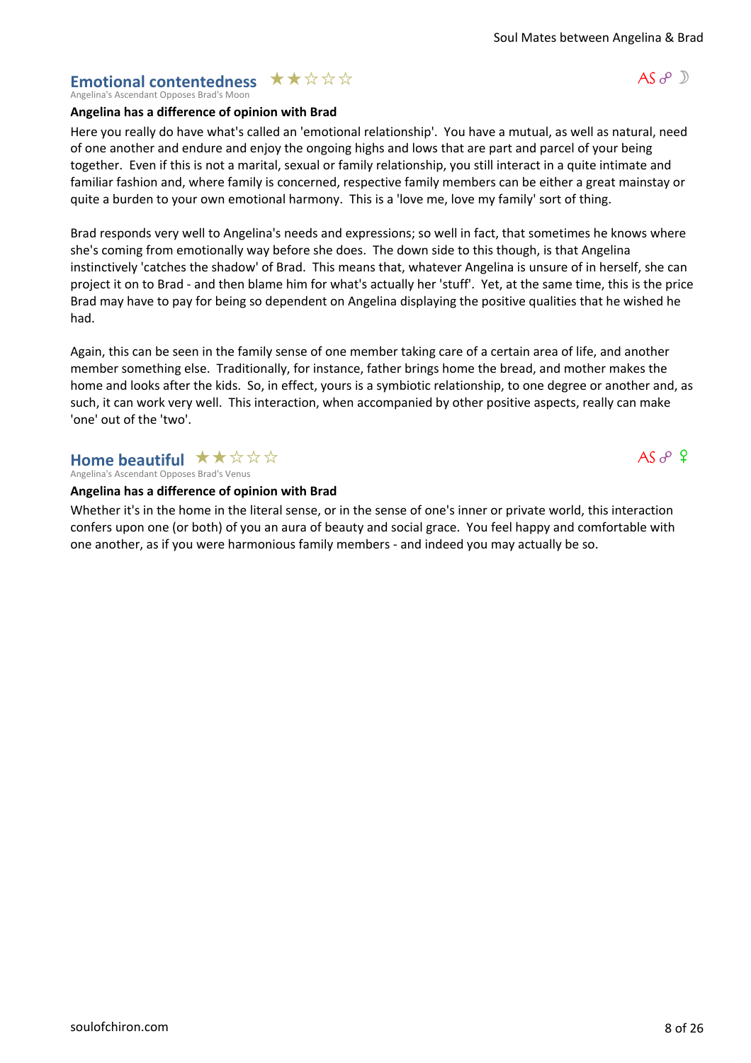## Emotional contentedness ★★☆☆☆

Angelina's Ascendant Opposes Brad's Moon

AS ☍ ☽

**Angelina has a difference of opinion with Brad**

Here you really do have what's called an 'emotional relationship'. You have a mutual, as well as natural, need of one another and endure and enjoy the ongoing highs and lows that are part and parcel of your being together. Even if this is not a marital, sexual or family relationship, you still interact in a quite intimate and familiar fashion and, where family is concerned, respective family members can be either a great mainstay or quite a burden to your own emotional harmony. This is a 'love me, love my family' sort of thing.

Brad responds very well to Angelina's needs and expressions; so well in fact, that sometimes he knows where she's coming from emotionally way before she does. The down side to this though, is that Angelina instinctively 'catches the shadow' of Brad. This means that, whatever Angelina is unsure of in herself, she can project it on to Brad - and then blame him for what's actually her 'stuff'. Yet, at the same time, this is the price Brad may have to pay for being so dependent on Angelina displaying the positive qualities that he wished he had.

Again, this can be seen in the family sense of one member taking care of a certain area of life, and another member something else. Traditionally, for instance, father brings home the bread, and mother makes the home and looks after the kids. So, in effect, yours is a symbiotic relationship, to one degree or another and, as such, it can work very well. This interaction, when accompanied by other positive aspects, really can make 'one' out of the 'two'.

## Home beautiful ★★☆☆☆

Angelina's Ascendant Opposes Brad's Venus

AS ☍ ♀

**Angelina has a difference of opinion with Brad**

Whether it's in the home in the literal sense, or in the sense of one's inner or private world, this interaction confers upon one (or both) of you an aura of beauty and social grace. You feel happy and comfortable with one another, as if you were harmonious family members - and indeed you may actually be so.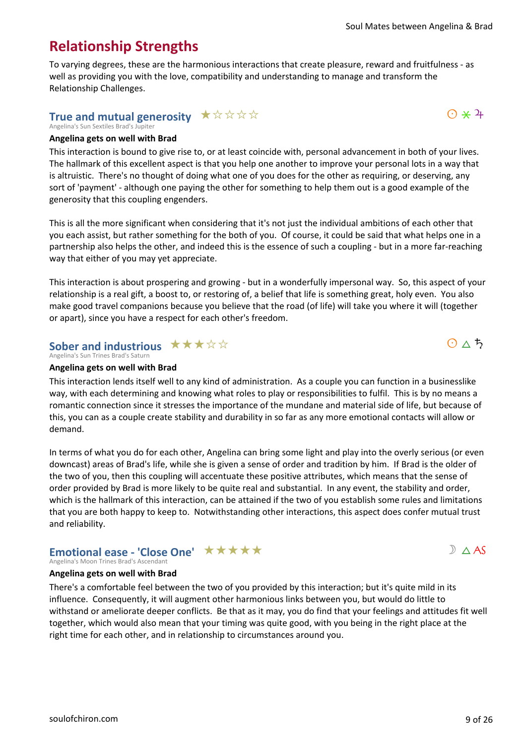# Relationship Strengths

To varying degrees, these are the harmonious interactions that create pleasure, reward and fruitfulness - as well as providing you with the love, compatibility and understanding to manage and transform the Relationship Challenges.

## True and mutual generosity ★☆☆☆☆

☉ ⚹ ♃

Angelina's Sun Sextiles Brad's Jupiter

**Angelina gets on well with Brad**

This interaction is bound to give rise to, or at least coincide with, personal advancement in both of your lives. The hallmark of this excellent aspect is that you help one another to improve your personal lots in a way that is altruistic. There's no thought of doing what one of you does for the other as requiring, or deserving, any sort of 'payment' - although one paying the other for something to help them out is a good example of the generosity that this coupling engenders.

This is all the more significant when considering that it's not just the individual ambitions of each other that you each assist, but rather something for the both of you. Of course, it could be said that what helps one in a partnership also helps the other, and indeed this is the essence of such a coupling - but in a more far-reaching way that either of you may yet appreciate.

This interaction is about prospering and growing - but in a wonderfully impersonal way. So, this aspect of your relationship is a real gift, a boost to, or restoring of, a belief that life is something great, holy even. You also make good travel companions because you believe that the road (of life) will take you where it will (together or apart), since you have a respect for each other's freedom.

## Sober and industrious ★★★☆☆

☉ △ ♄

Angelina's Sun Trines Brad's Saturn

**Angelina gets on well with Brad**

This interaction lends itself well to any kind of administration. As a couple you can function in a businesslike way, with each determining and knowing what roles to play or responsibilities to fulfil. This is by no means a romantic connection since it stresses the importance of the mundane and material side of life, but because of this, you can as a couple create stability and durability in so far as any more emotional contacts will allow or demand.

In terms of what you do for each other, Angelina can bring some light and play into the overly serious (or even downcast) areas of Brad's life, while she is given a sense of order and tradition by him. If Brad is the older of the two of you, then this coupling will accentuate these positive attributes, which means that the sense of order provided by Brad is more likely to be quite real and substantial. In any event, the stability and order, which is the hallmark of this interaction, can be attained if the two of you establish some rules and limitations that you are both happy to keep to. Notwithstanding other interactions, this aspect does confer mutual trust and reliability.

## Emotional ease - 'Close One' ★★★★★

☽ △ AS

Angelina's Moon Trines Brad's Ascendant

**Angelina gets on well with Brad**

There's a comfortable feel between the two of you provided by this interaction; but it's quite mild in its influence. Consequently, it will augment other harmonious links between you, but would do little to withstand or ameliorate deeper conflicts. Be that as it may, you do find that your feelings and attitudes fit well together, which would also mean that your timing was quite good, with you being in the right place at the right time for each other, and in relationship to circumstances around you.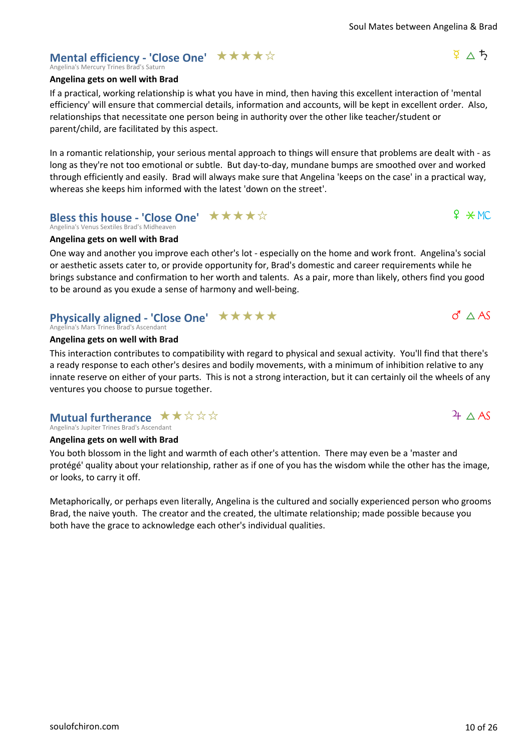## Mental efficiency - 'Close One' ★★★★☆

☿ △ ♄

Angelina's Mercury Trines Brad's Saturn

**Angelina gets on well with Brad**

If a practical, working relationship is what you have in mind, then having this excellent interaction of 'mental efficiency' will ensure that commercial details, information and accounts, will be kept in excellent order. Also, relationships that necessitate one person being in authority over the other like teacher/student or parent/child, are facilitated by this aspect.

In a romantic relationship, your serious mental approach to things will ensure that problems are dealt with - as long as they're not too emotional or subtle. But day-to-day, mundane bumps are smoothed over and worked through efficiently and easily. Brad will always make sure that Angelina 'keeps on the case' in a practical way, whereas she keeps him informed with the latest 'down on the street'.

## Bless this house - 'Close One' ★★★★☆

♀ ⚹ MC

Angelina's Venus Sextiles Brad's Midheaven

**Angelina gets on well with Brad**

One way and another you improve each other's lot - especially on the home and work front. Angelina's social or aesthetic assets cater to, or provide opportunity for, Brad's domestic and career requirements while he brings substance and confirmation to her worth and talents. As a pair, more than likely, others find you good to be around as you exude a sense of harmony and well-being.

## Physically aligned - 'Close One' ★★★★★

♂ △ AS

Angelina's Mars Trines Brad's Ascendant

**Angelina gets on well with Brad**

This interaction contributes to compatibility with regard to physical and sexual activity. You'll find that there's a ready response to each other's desires and bodily movements, with a minimum of inhibition relative to any innate reserve on either of your parts. This is not a strong interaction, but it can certainly oil the wheels of any ventures you choose to pursue together.

## Mutual furtherance ★★☆☆☆

♃ △ AS

Angelina's Jupiter Trines Brad's Ascendant

**Angelina gets on well with Brad**

You both blossom in the light and warmth of each other's attention. There may even be a 'master and protégé' quality about your relationship, rather as if one of you has the wisdom while the other has the image, or looks, to carry it off.

Metaphorically, or perhaps even literally, Angelina is the cultured and socially experienced person who grooms Brad, the naive youth. The creator and the created, the ultimate relationship; made possible because you both have the grace to acknowledge each other's individual qualities.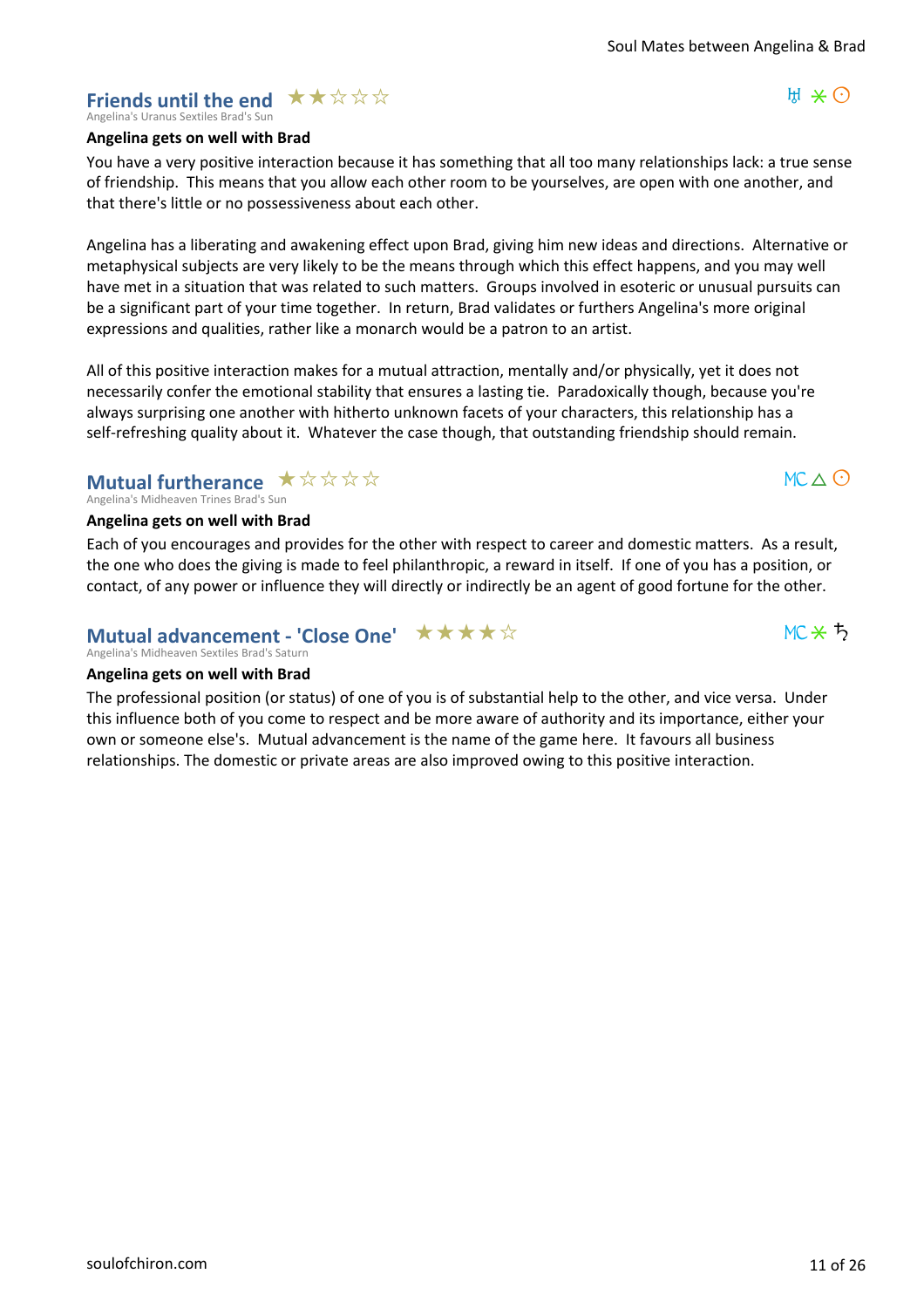## Friends until the end ★★☆☆☆

Angelina's Uranus Sextiles Brad's Sun

♅ ⚹ ☉

**Angelina gets on well with Brad**

You have a very positive interaction because it has something that all too many relationships lack: a true sense of friendship. This means that you allow each other room to be yourselves, are open with one another, and that there's little or no possessiveness about each other.

Angelina has a liberating and awakening effect upon Brad, giving him new ideas and directions. Alternative or metaphysical subjects are very likely to be the means through which this effect happens, and you may well have met in a situation that was related to such matters. Groups involved in esoteric or unusual pursuits can be a significant part of your time together. In return, Brad validates or furthers Angelina's more original expressions and qualities, rather like a monarch would be a patron to an artist.

All of this positive interaction makes for a mutual attraction, mentally and/or physically, yet it does not necessarily confer the emotional stability that ensures a lasting tie. Paradoxically though, because you're always surprising one another with hitherto unknown facets of your characters, this relationship has a self-refreshing quality about it. Whatever the case though, that outstanding friendship should remain.

## Mutual furtherance ★☆☆☆☆

Angelina's Midheaven Trines Brad's Sun

MC △ ☉

**Angelina gets on well with Brad**

Each of you encourages and provides for the other with respect to career and domestic matters. As a result, the one who does the giving is made to feel philanthropic, a reward in itself. If one of you has a position, or contact, of any power or influence they will directly or indirectly be an agent of good fortune for the other.

## Mutual advancement - 'Close One' ★★★★☆

Angelina's Midheaven Sextiles Brad's Saturn

MC ⚹ ♄

**Angelina gets on well with Brad**

The professional position (or status) of one of you is of substantial help to the other, and vice versa. Under this influence both of you come to respect and be more aware of authority and its importance, either your own or someone else's. Mutual advancement is the name of the game here. It favours all business relationships. The domestic or private areas are also improved owing to this positive interaction.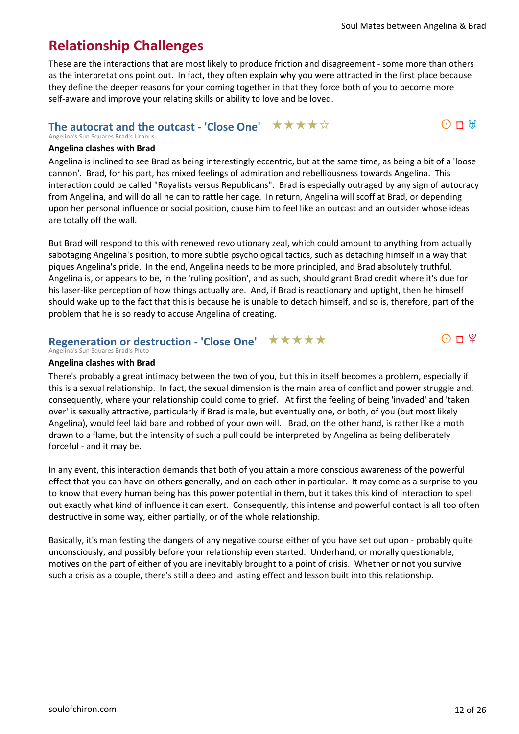## Relationship Challenges

These are the interactions that are most likely to produce friction and disagreement - some more than others as the interpretations point out. In fact, they often explain why you were attracted in the first place because they define the deeper reasons for your coming together in that they force both of you to become more self-aware and improve your relating skills or ability to love and be loved.

### The autocrat and the outcast - 'Close One' ★★★★☆ ☉ □ ♅

Angelina's Sun Squares Brad's Uranus

**Angelina clashes with Brad**

Angelina is inclined to see Brad as being interestingly eccentric, but at the same time, as being a bit of a 'loose cannon'. Brad, for his part, has mixed feelings of admiration and rebelliousness towards Angelina. This interaction could be called "Royalists versus Republicans". Brad is especially outraged by any sign of autocracy from Angelina, and will do all he can to rattle her cage. In return, Angelina will scoff at Brad, or depending upon her personal influence or social position, cause him to feel like an outcast and an outsider whose ideas are totally off the wall.

But Brad will respond to this with renewed revolutionary zeal, which could amount to anything from actually sabotaging Angelina's position, to more subtle psychological tactics, such as detaching himself in a way that piques Angelina's pride. In the end, Angelina needs to be more principled, and Brad absolutely truthful. Angelina is, or appears to be, in the 'ruling position', and as such, should grant Brad credit where it's due for his laser-like perception of how things actually are. And, if Brad is reactionary and uptight, then he himself should wake up to the fact that this is because he is unable to detach himself, and so is, therefore, part of the problem that he is so ready to accuse Angelina of creating.

### Regeneration or destruction - 'Close One' ★★★★★ ☉ □ ♇

Angelina's Sun Squares Brad's Pluto

**Angelina clashes with Brad**

There's probably a great intimacy between the two of you, but this in itself becomes a problem, especially if this is a sexual relationship. In fact, the sexual dimension is the main area of conflict and power struggle and, consequently, where your relationship could come to grief. At first the feeling of being 'invaded' and 'taken over' is sexually attractive, particularly if Brad is male, but eventually one, or both, of you (but most likely Angelina), would feel laid bare and robbed of your own will. Brad, on the other hand, is rather like a moth drawn to a flame, but the intensity of such a pull could be interpreted by Angelina as being deliberately forceful - and it may be.

In any event, this interaction demands that both of you attain a more conscious awareness of the powerful effect that you can have on others generally, and on each other in particular. It may come as a surprise to you to know that every human being has this power potential in them, but it takes this kind of interaction to spell out exactly what kind of influence it can exert. Consequently, this intense and powerful contact is all too often destructive in some way, either partially, or of the whole relationship.

Basically, it's manifesting the dangers of any negative course either of you have set out upon - probably quite unconsciously, and possibly before your relationship even started. Underhand, or morally questionable, motives on the part of either of you are inevitably brought to a point of crisis. Whether or not you survive such a crisis as a couple, there's still a deep and lasting effect and lesson built into this relationship.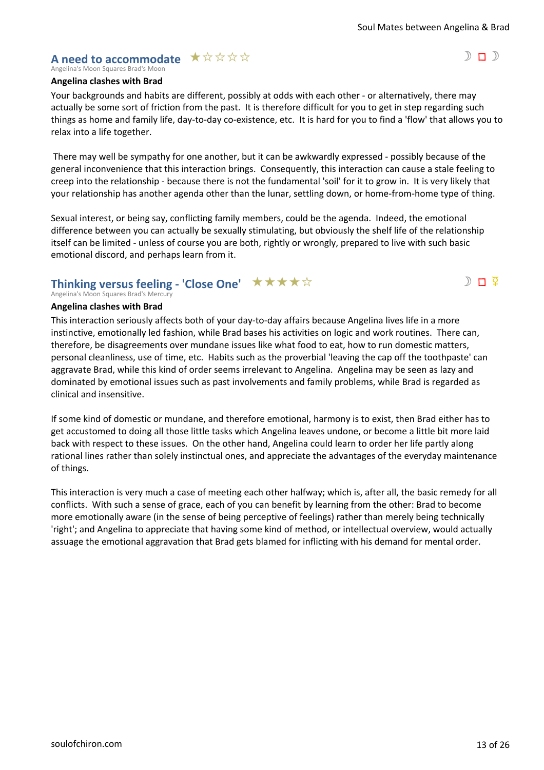## A need to accommodate ★☆☆☆☆

☽ □ ☽

Angelina's Moon Squares Brad's Moon

**Angelina clashes with Brad**

Your backgrounds and habits are different, possibly at odds with each other - or alternatively, there may actually be some sort of friction from the past. It is therefore difficult for you to get in step regarding such things as home and family life, day-to-day co-existence, etc. It is hard for you to find a 'flow' that allows you to relax into a life together.

There may well be sympathy for one another, but it can be awkwardly expressed - possibly because of the general inconvenience that this interaction brings. Consequently, this interaction can cause a stale feeling to creep into the relationship - because there is not the fundamental 'soil' for it to grow in. It is very likely that your relationship has another agenda other than the lunar, settling down, or home-from-home type of thing.

Sexual interest, or being say, conflicting family members, could be the agenda. Indeed, the emotional difference between you can actually be sexually stimulating, but obviously the shelf life of the relationship itself can be limited - unless of course you are both, rightly or wrongly, prepared to live with such basic emotional discord, and perhaps learn from it.

## Thinking versus feeling - 'Close One' ★★★★☆

☽ □ ☿

Angelina's Moon Squares Brad's Mercury

**Angelina clashes with Brad**

This interaction seriously affects both of your day-to-day affairs because Angelina lives life in a more instinctive, emotionally led fashion, while Brad bases his activities on logic and work routines. There can, therefore, be disagreements over mundane issues like what food to eat, how to run domestic matters, personal cleanliness, use of time, etc. Habits such as the proverbial 'leaving the cap off the toothpaste' can aggravate Brad, while this kind of order seems irrelevant to Angelina. Angelina may be seen as lazy and dominated by emotional issues such as past involvements and family problems, while Brad is regarded as clinical and insensitive.

If some kind of domestic or mundane, and therefore emotional, harmony is to exist, then Brad either has to get accustomed to doing all those little tasks which Angelina leaves undone, or become a little bit more laid back with respect to these issues. On the other hand, Angelina could learn to order her life partly along rational lines rather than solely instinctual ones, and appreciate the advantages of the everyday maintenance of things.

This interaction is very much a case of meeting each other halfway; which is, after all, the basic remedy for all conflicts. With such a sense of grace, each of you can benefit by learning from the other: Brad to become more emotionally aware (in the sense of being perceptive of feelings) rather than merely being technically 'right'; and Angelina to appreciate that having some kind of method, or intellectual overview, would actually assuage the emotional aggravation that Brad gets blamed for inflicting with his demand for mental order.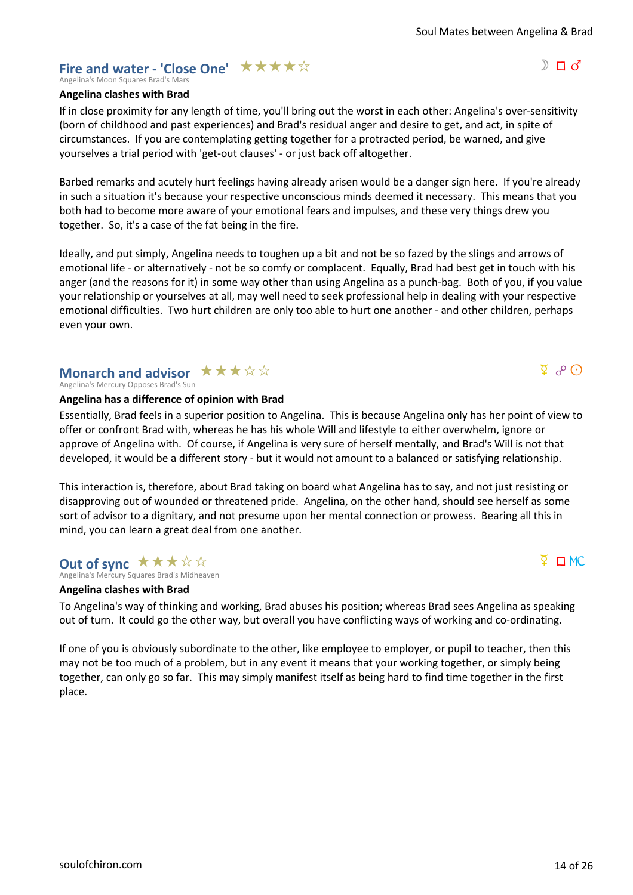## Fire and water - 'Close One' ★★★★☆

Angelina's Moon Squares Brad's Mars

☽ □ ♂

**Angelina clashes with Brad**

If in close proximity for any length of time, you'll bring out the worst in each other: Angelina's over-sensitivity (born of childhood and past experiences) and Brad's residual anger and desire to get, and act, in spite of circumstances. If you are contemplating getting together for a protracted period, be warned, and give yourselves a trial period with 'get-out clauses' - or just back off altogether.

Barbed remarks and acutely hurt feelings having already arisen would be a danger sign here. If you're already in such a situation it's because your respective unconscious minds deemed it necessary. This means that you both had to become more aware of your emotional fears and impulses, and these very things drew you together. So, it's a case of the fat being in the fire.

Ideally, and put simply, Angelina needs to toughen up a bit and not be so fazed by the slings and arrows of emotional life - or alternatively - not be so comfy or complacent. Equally, Brad had best get in touch with his anger (and the reasons for it) in some way other than using Angelina as a punch-bag. Both of you, if you value your relationship or yourselves at all, may well need to seek professional help in dealing with your respective emotional difficulties. Two hurt children are only too able to hurt one another - and other children, perhaps even your own.

## Monarch and advisor ★★★☆☆

Angelina's Mercury Opposes Brad's Sun

☿ ☍ ☉

**Angelina has a difference of opinion with Brad**

Essentially, Brad feels in a superior position to Angelina. This is because Angelina only has her point of view to offer or confront Brad with, whereas he has his whole Will and lifestyle to either overwhelm, ignore or approve of Angelina with. Of course, if Angelina is very sure of herself mentally, and Brad's Will is not that developed, it would be a different story - but it would not amount to a balanced or satisfying relationship.

This interaction is, therefore, about Brad taking on board what Angelina has to say, and not just resisting or disapproving out of wounded or threatened pride. Angelina, on the other hand, should see herself as some sort of advisor to a dignitary, and not presume upon her mental connection or prowess. Bearing all this in mind, you can learn a great deal from one another.

## Out of sync ★★★☆☆

Angelina's Mercury Squares Brad's Midheaven

☿ □ MC

**Angelina clashes with Brad**

To Angelina's way of thinking and working, Brad abuses his position; whereas Brad sees Angelina as speaking out of turn. It could go the other way, but overall you have conflicting ways of working and co-ordinating.

If one of you is obviously subordinate to the other, like employee to employer, or pupil to teacher, then this may not be too much of a problem, but in any event it means that your working together, or simply being together, can only go so far. This may simply manifest itself as being hard to find time together in the first place.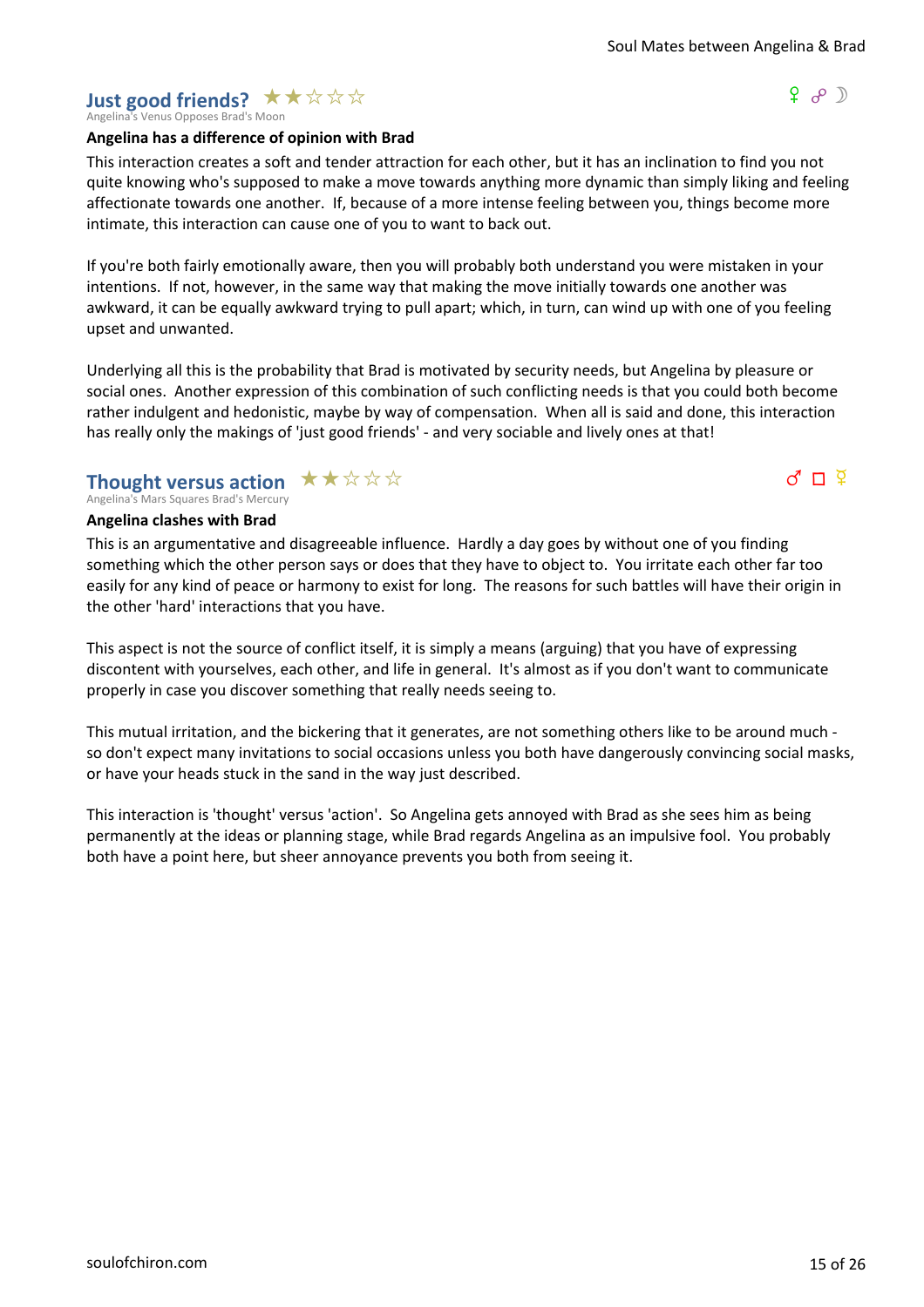## Just good friends? ★★☆☆☆

Angelina's Venus Opposes Brad's Moon

♀ ☍ ☽

**Angelina has a difference of opinion with Brad**

This interaction creates a soft and tender attraction for each other, but it has an inclination to find you not quite knowing who's supposed to make a move towards anything more dynamic than simply liking and feeling affectionate towards one another. If, because of a more intense feeling between you, things become more intimate, this interaction can cause one of you to want to back out.

If you're both fairly emotionally aware, then you will probably both understand you were mistaken in your intentions. If not, however, in the same way that making the move initially towards one another was awkward, it can be equally awkward trying to pull apart; which, in turn, can wind up with one of you feeling upset and unwanted.

Underlying all this is the probability that Brad is motivated by security needs, but Angelina by pleasure or social ones. Another expression of this combination of such conflicting needs is that you could both become rather indulgent and hedonistic, maybe by way of compensation. When all is said and done, this interaction has really only the makings of 'just good friends' - and very sociable and lively ones at that!

## Thought versus action ★★☆☆☆

Angelina's Mars Squares Brad's Mercury

♂ □ ☿

**Angelina clashes with Brad**

This is an argumentative and disagreeable influence. Hardly a day goes by without one of you finding something which the other person says or does that they have to object to. You irritate each other far too easily for any kind of peace or harmony to exist for long. The reasons for such battles will have their origin in the other 'hard' interactions that you have.

This aspect is not the source of conflict itself, it is simply a means (arguing) that you have of expressing discontent with yourselves, each other, and life in general. It's almost as if you don't want to communicate properly in case you discover something that really needs seeing to.

This mutual irritation, and the bickering that it generates, are not something others like to be around much - so don't expect many invitations to social occasions unless you both have dangerously convincing social masks, or have your heads stuck in the sand in the way just described.

This interaction is 'thought' versus 'action'. So Angelina gets annoyed with Brad as she sees him as being permanently at the ideas or planning stage, while Brad regards Angelina as an impulsive fool. You probably both have a point here, but sheer annoyance prevents you both from seeing it.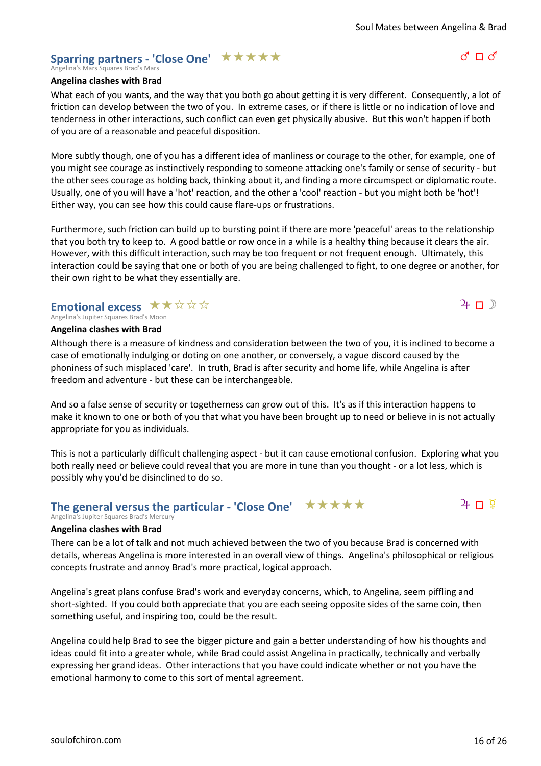## Sparring partners - 'Close One' ★★★★★

♂ □ ♂

Angelina's Mars Squares Brad's Mars

**Angelina clashes with Brad**

What each of you wants, and the way that you both go about getting it is very different. Consequently, a lot of friction can develop between the two of you. In extreme cases, or if there is little or no indication of love and tenderness in other interactions, such conflict can even get physically abusive. But this won't happen if both of you are of a reasonable and peaceful disposition.

More subtly though, one of you has a different idea of manliness or courage to the other, for example, one of you might see courage as instinctively responding to someone attacking one's family or sense of security - but the other sees courage as holding back, thinking about it, and finding a more circumspect or diplomatic route. Usually, one of you will have a 'hot' reaction, and the other a 'cool' reaction - but you might both be 'hot'! Either way, you can see how this could cause flare-ups or frustrations.

Furthermore, such friction can build up to bursting point if there are more 'peaceful' areas to the relationship that you both try to keep to. A good battle or row once in a while is a healthy thing because it clears the air. However, with this difficult interaction, such may be too frequent or not frequent enough. Ultimately, this interaction could be saying that one or both of you are being challenged to fight, to one degree or another, for their own right to be what they essentially are.

## Emotional excess ★★☆☆☆

♃ □ ☽

Angelina's Jupiter Squares Brad's Moon

**Angelina clashes with Brad**

Although there is a measure of kindness and consideration between the two of you, it is inclined to become a case of emotionally indulging or doting on one another, or conversely, a vague discord caused by the phoniness of such misplaced 'care'. In truth, Brad is after security and home life, while Angelina is after freedom and adventure - but these can be interchangeable.

And so a false sense of security or togetherness can grow out of this. It's as if this interaction happens to make it known to one or both of you that what you have been brought up to need or believe in is not actually appropriate for you as individuals.

This is not a particularly difficult challenging aspect - but it can cause emotional confusion. Exploring what you both really need or believe could reveal that you are more in tune than you thought - or a lot less, which is possibly why you'd be disinclined to do so.

## The general versus the particular - 'Close One' ★★★★★

♃ □ ☿

Angelina's Jupiter Squares Brad's Mercury

**Angelina clashes with Brad**

There can be a lot of talk and not much achieved between the two of you because Brad is concerned with details, whereas Angelina is more interested in an overall view of things. Angelina's philosophical or religious concepts frustrate and annoy Brad's more practical, logical approach.

Angelina's great plans confuse Brad's work and everyday concerns, which, to Angelina, seem piffling and short-sighted. If you could both appreciate that you are each seeing opposite sides of the same coin, then something useful, and inspiring too, could be the result.

Angelina could help Brad to see the bigger picture and gain a better understanding of how his thoughts and ideas could fit into a greater whole, while Brad could assist Angelina in practically, technically and verbally expressing her grand ideas. Other interactions that you have could indicate whether or not you have the emotional harmony to come to this sort of mental agreement.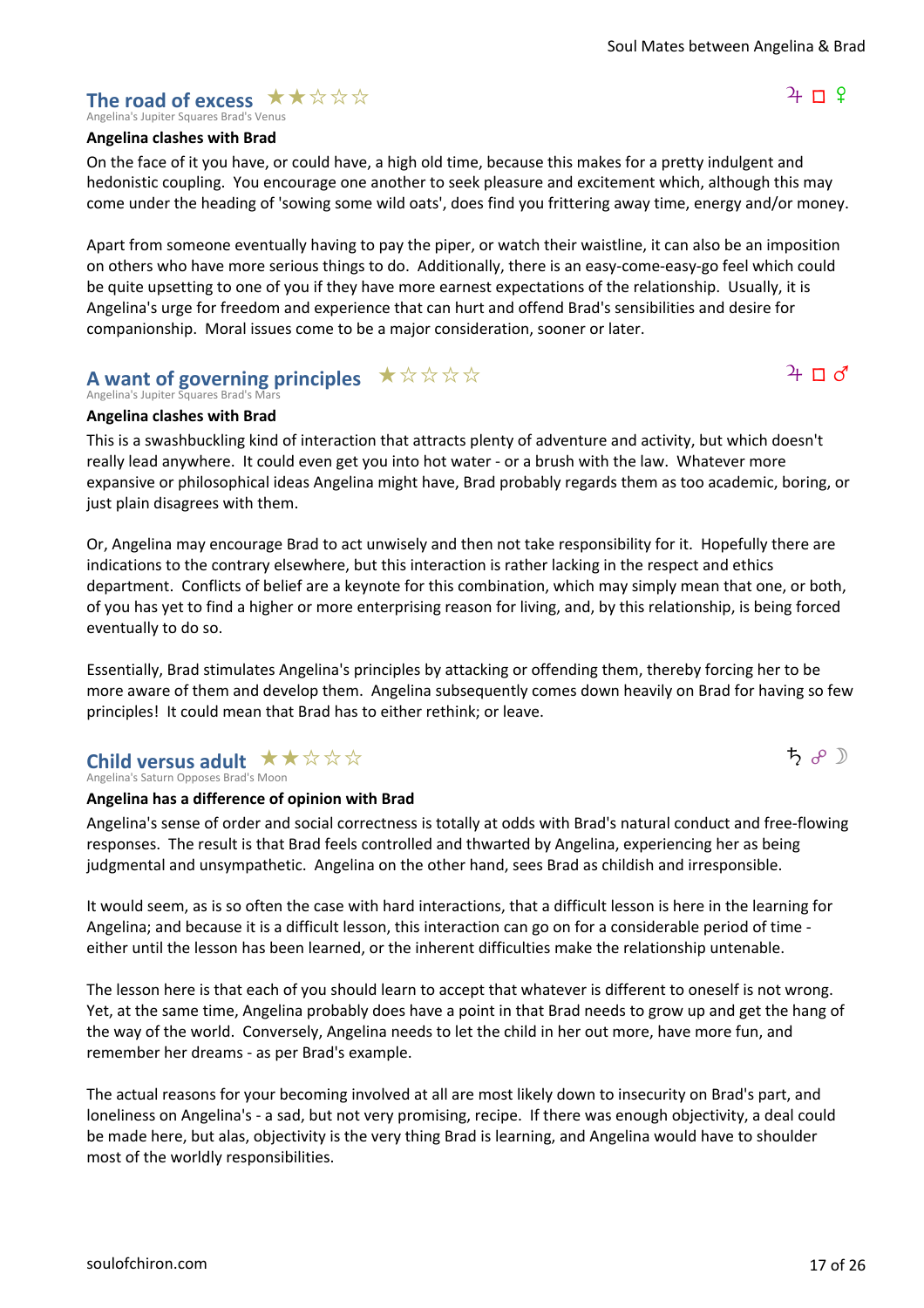## The road of excess ★★☆☆☆

Angelina's Jupiter Squares Brad's Venus

♃ □ ♀

**Angelina clashes with Brad**

On the face of it you have, or could have, a high old time, because this makes for a pretty indulgent and hedonistic coupling. You encourage one another to seek pleasure and excitement which, although this may come under the heading of 'sowing some wild oats', does find you frittering away time, energy and/or money.

Apart from someone eventually having to pay the piper, or watch their waistline, it can also be an imposition on others who have more serious things to do. Additionally, there is an easy-come-easy-go feel which could be quite upsetting to one of you if they have more earnest expectations of the relationship. Usually, it is Angelina's urge for freedom and experience that can hurt and offend Brad's sensibilities and desire for companionship. Moral issues come to be a major consideration, sooner or later.

## A want of governing principles ★☆☆☆☆

Angelina's Jupiter Squares Brad's Mars

♃ □ ♂

**Angelina clashes with Brad**

This is a swashbuckling kind of interaction that attracts plenty of adventure and activity, but which doesn't really lead anywhere. It could even get you into hot water - or a brush with the law. Whatever more expansive or philosophical ideas Angelina might have, Brad probably regards them as too academic, boring, or just plain disagrees with them.

Or, Angelina may encourage Brad to act unwisely and then not take responsibility for it. Hopefully there are indications to the contrary elsewhere, but this interaction is rather lacking in the respect and ethics department. Conflicts of belief are a keynote for this combination, which may simply mean that one, or both, of you has yet to find a higher or more enterprising reason for living, and, by this relationship, is being forced eventually to do so.

Essentially, Brad stimulates Angelina's principles by attacking or offending them, thereby forcing her to be more aware of them and develop them. Angelina subsequently comes down heavily on Brad for having so few principles! It could mean that Brad has to either rethink; or leave.

## Child versus adult ★★☆☆☆

Angelina's Saturn Opposes Brad's Moon

♄ ☍ ☽

**Angelina has a difference of opinion with Brad**

Angelina's sense of order and social correctness is totally at odds with Brad's natural conduct and free-flowing responses. The result is that Brad feels controlled and thwarted by Angelina, experiencing her as being judgmental and unsympathetic. Angelina on the other hand, sees Brad as childish and irresponsible.

It would seem, as is so often the case with hard interactions, that a difficult lesson is here in the learning for Angelina; and because it is a difficult lesson, this interaction can go on for a considerable period of time - either until the lesson has been learned, or the inherent difficulties make the relationship untenable.

The lesson here is that each of you should learn to accept that whatever is different to oneself is not wrong. Yet, at the same time, Angelina probably does have a point in that Brad needs to grow up and get the hang of the way of the world. Conversely, Angelina needs to let the child in her out more, have more fun, and remember her dreams - as per Brad's example.

The actual reasons for your becoming involved at all are most likely down to insecurity on Brad's part, and loneliness on Angelina's - a sad, but not very promising, recipe. If there was enough objectivity, a deal could be made here, but alas, objectivity is the very thing Brad is learning, and Angelina would have to shoulder most of the worldly responsibilities.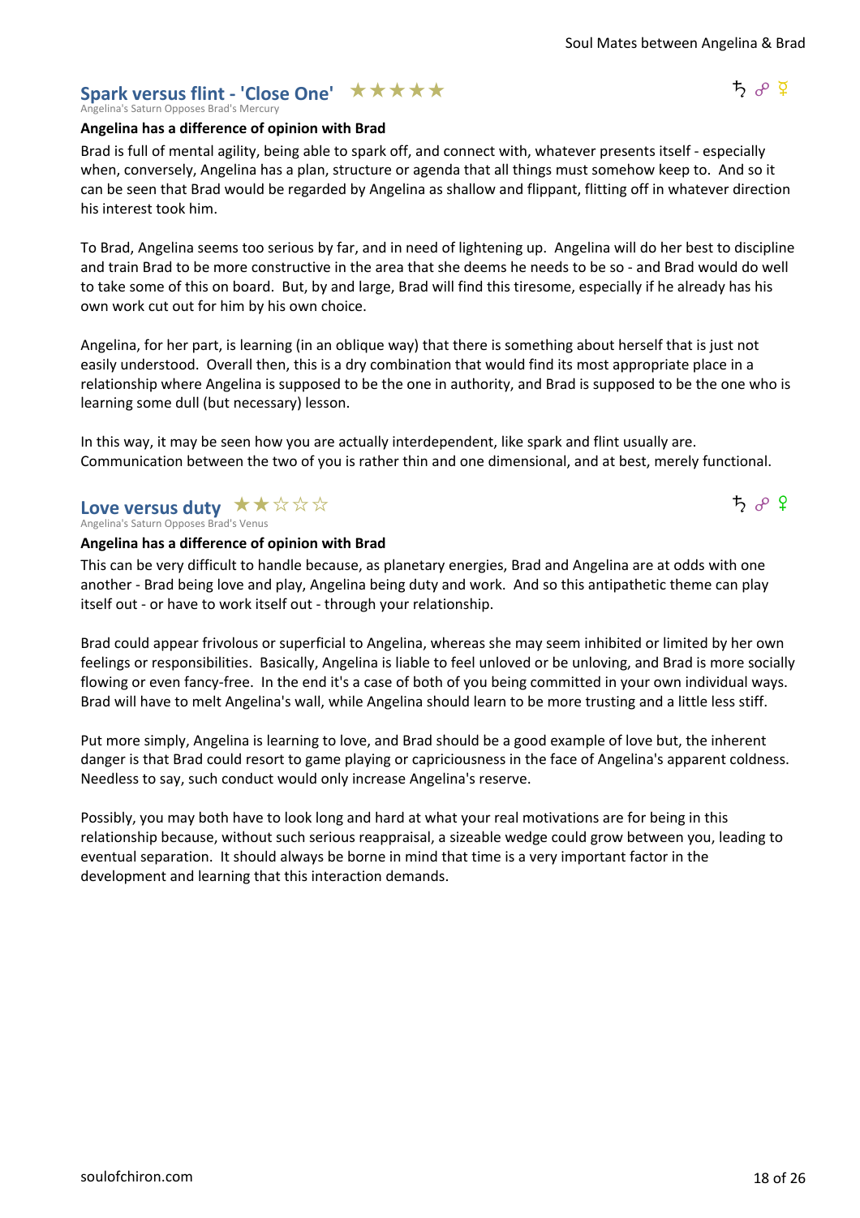## Spark versus flint - 'Close One' ★★★★★

Angelina's Saturn Opposes Brad's Mercury

♄ ☍ ☿

**Angelina has a difference of opinion with Brad**

Brad is full of mental agility, being able to spark off, and connect with, whatever presents itself - especially when, conversely, Angelina has a plan, structure or agenda that all things must somehow keep to. And so it can be seen that Brad would be regarded by Angelina as shallow and flippant, flitting off in whatever direction his interest took him.

To Brad, Angelina seems too serious by far, and in need of lightening up. Angelina will do her best to discipline and train Brad to be more constructive in the area that she deems he needs to be so - and Brad would do well to take some of this on board. But, by and large, Brad will find this tiresome, especially if he already has his own work cut out for him by his own choice.

Angelina, for her part, is learning (in an oblique way) that there is something about herself that is just not easily understood. Overall then, this is a dry combination that would find its most appropriate place in a relationship where Angelina is supposed to be the one in authority, and Brad is supposed to be the one who is learning some dull (but necessary) lesson.

In this way, it may be seen how you are actually interdependent, like spark and flint usually are. Communication between the two of you is rather thin and one dimensional, and at best, merely functional.

## Love versus duty ★★☆☆☆

Angelina's Saturn Opposes Brad's Venus

♄ ☍ ♀

**Angelina has a difference of opinion with Brad**

This can be very difficult to handle because, as planetary energies, Brad and Angelina are at odds with one another - Brad being love and play, Angelina being duty and work. And so this antipathetic theme can play itself out - or have to work itself out - through your relationship.

Brad could appear frivolous or superficial to Angelina, whereas she may seem inhibited or limited by her own feelings or responsibilities. Basically, Angelina is liable to feel unloved or be unloving, and Brad is more socially flowing or even fancy-free. In the end it's a case of both of you being committed in your own individual ways. Brad will have to melt Angelina's wall, while Angelina should learn to be more trusting and a little less stiff.

Put more simply, Angelina is learning to love, and Brad should be a good example of love but, the inherent danger is that Brad could resort to game playing or capriciousness in the face of Angelina's apparent coldness. Needless to say, such conduct would only increase Angelina's reserve.

Possibly, you may both have to look long and hard at what your real motivations are for being in this relationship because, without such serious reappraisal, a sizeable wedge could grow between you, leading to eventual separation. It should always be borne in mind that time is a very important factor in the development and learning that this interaction demands.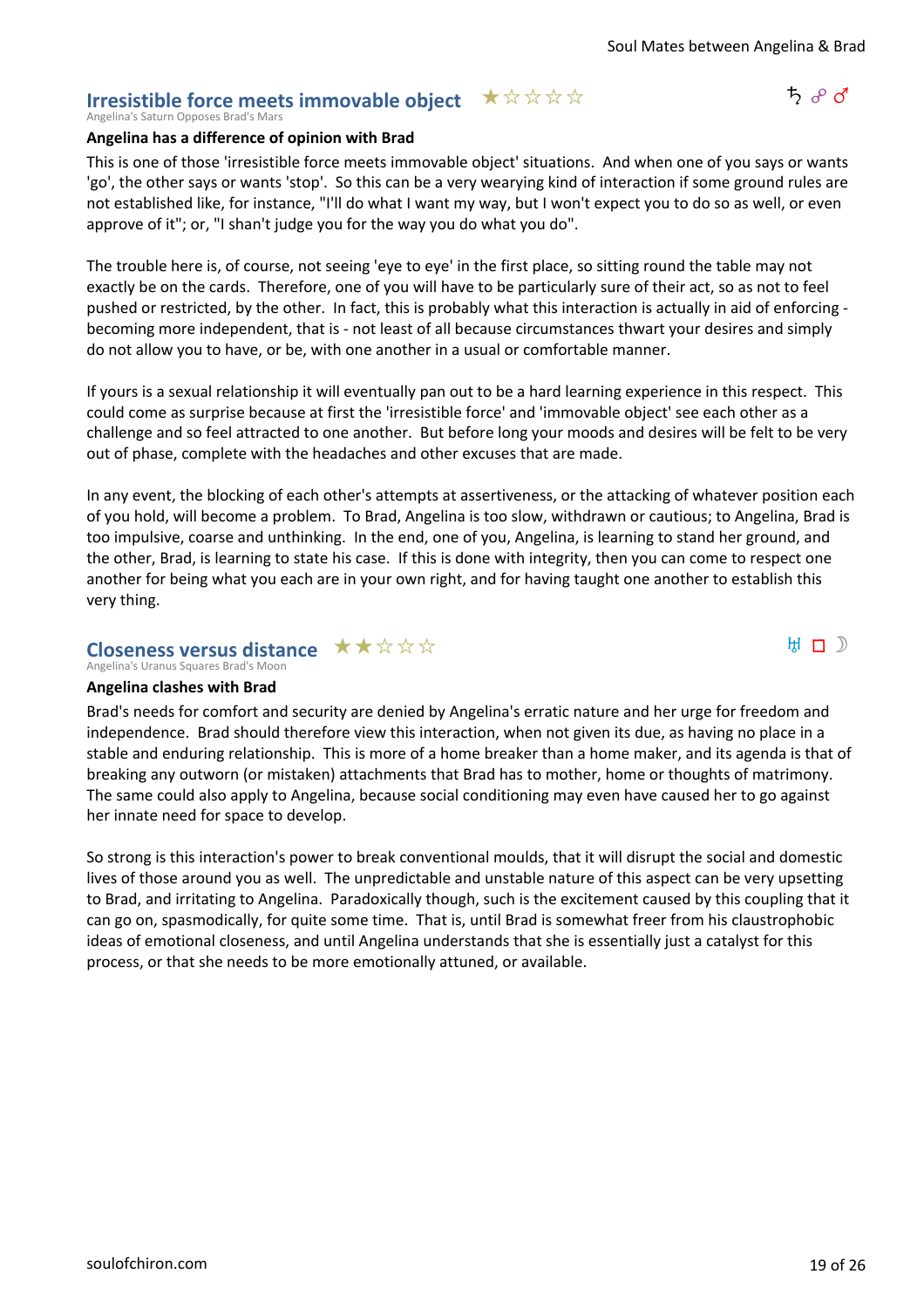## Irresistible force meets immovable object ★☆☆☆☆

Angelina's Saturn Opposes Brad's Mars

♄ ☍ ♂

**Angelina has a difference of opinion with Brad**

This is one of those 'irresistible force meets immovable object' situations. And when one of you says or wants 'go', the other says or wants 'stop'. So this can be a very wearying kind of interaction if some ground rules are not established like, for instance, "I'll do what I want my way, but I won't expect you to do so as well, or even approve of it"; or, "I shan't judge you for the way you do what you do".

The trouble here is, of course, not seeing 'eye to eye' in the first place, so sitting round the table may not exactly be on the cards. Therefore, one of you will have to be particularly sure of their act, so as not to feel pushed or restricted, by the other. In fact, this is probably what this interaction is actually in aid of enforcing - becoming more independent, that is - not least of all because circumstances thwart your desires and simply do not allow you to have, or be, with one another in a usual or comfortable manner.

If yours is a sexual relationship it will eventually pan out to be a hard learning experience in this respect. This could come as surprise because at first the 'irresistible force' and 'immovable object' see each other as a challenge and so feel attracted to one another. But before long your moods and desires will be felt to be very out of phase, complete with the headaches and other excuses that are made.

In any event, the blocking of each other's attempts at assertiveness, or the attacking of whatever position each of you hold, will become a problem. To Brad, Angelina is too slow, withdrawn or cautious; to Angelina, Brad is too impulsive, coarse and unthinking. In the end, one of you, Angelina, is learning to stand her ground, and the other, Brad, is learning to state his case. If this is done with integrity, then you can come to respect one another for being what you each are in your own right, and for having taught one another to establish this very thing.

## Closeness versus distance ★★☆☆☆

Angelina's Uranus Squares Brad's Moon

♅ □ ☽

**Angelina clashes with Brad**

Brad's needs for comfort and security are denied by Angelina's erratic nature and her urge for freedom and independence. Brad should therefore view this interaction, when not given its due, as having no place in a stable and enduring relationship. This is more of a home breaker than a home maker, and its agenda is that of breaking any outworn (or mistaken) attachments that Brad has to mother, home or thoughts of matrimony. The same could also apply to Angelina, because social conditioning may even have caused her to go against her innate need for space to develop.

So strong is this interaction's power to break conventional moulds, that it will disrupt the social and domestic lives of those around you as well. The unpredictable and unstable nature of this aspect can be very upsetting to Brad, and irritating to Angelina. Paradoxically though, such is the excitement caused by this coupling that it can go on, spasmodically, for quite some time. That is, until Brad is somewhat freer from his claustrophobic ideas of emotional closeness, and until Angelina understands that she is essentially just a catalyst for this process, or that she needs to be more emotionally attuned, or available.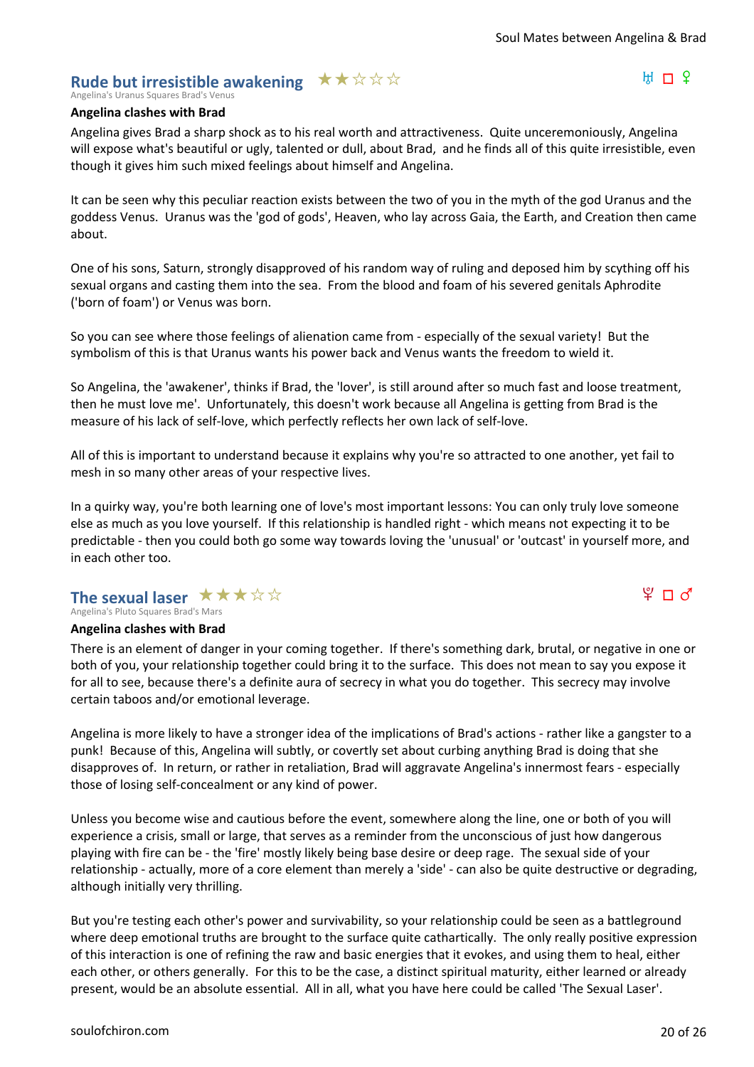## Rude but irresistible awakening ★★☆☆☆

♅ □ ♀

Angelina's Uranus Squares Brad's Venus

**Angelina clashes with Brad**

Angelina gives Brad a sharp shock as to his real worth and attractiveness. Quite unceremoniously, Angelina will expose what's beautiful or ugly, talented or dull, about Brad, and he finds all of this quite irresistible, even though it gives him such mixed feelings about himself and Angelina.

It can be seen why this peculiar reaction exists between the two of you in the myth of the god Uranus and the goddess Venus. Uranus was the 'god of gods', Heaven, who lay across Gaia, the Earth, and Creation then came about.

One of his sons, Saturn, strongly disapproved of his random way of ruling and deposed him by scything off his sexual organs and casting them into the sea. From the blood and foam of his severed genitals Aphrodite ('born of foam') or Venus was born.

So you can see where those feelings of alienation came from - especially of the sexual variety! But the symbolism of this is that Uranus wants his power back and Venus wants the freedom to wield it.

So Angelina, the 'awakener', thinks if Brad, the 'lover', is still around after so much fast and loose treatment, then he must love me'. Unfortunately, this doesn't work because all Angelina is getting from Brad is the measure of his lack of self-love, which perfectly reflects her own lack of self-love.

All of this is important to understand because it explains why you're so attracted to one another, yet fail to mesh in so many other areas of your respective lives.

In a quirky way, you're both learning one of love's most important lessons: You can only truly love someone else as much as you love yourself. If this relationship is handled right - which means not expecting it to be predictable - then you could both go some way towards loving the 'unusual' or 'outcast' in yourself more, and in each other too.

## The sexual laser ★★★☆☆

♇ □ ♂

Angelina's Pluto Squares Brad's Mars

**Angelina clashes with Brad**

There is an element of danger in your coming together. If there's something dark, brutal, or negative in one or both of you, your relationship together could bring it to the surface. This does not mean to say you expose it for all to see, because there's a definite aura of secrecy in what you do together. This secrecy may involve certain taboos and/or emotional leverage.

Angelina is more likely to have a stronger idea of the implications of Brad's actions - rather like a gangster to a punk! Because of this, Angelina will subtly, or covertly set about curbing anything Brad is doing that she disapproves of. In return, or rather in retaliation, Brad will aggravate Angelina's innermost fears - especially those of losing self-concealment or any kind of power.

Unless you become wise and cautious before the event, somewhere along the line, one or both of you will experience a crisis, small or large, that serves as a reminder from the unconscious of just how dangerous playing with fire can be - the 'fire' mostly likely being base desire or deep rage. The sexual side of your relationship - actually, more of a core element than merely a 'side' - can also be quite destructive or degrading, although initially very thrilling.

But you're testing each other's power and survivability, so your relationship could be seen as a battleground where deep emotional truths are brought to the surface quite cathartically. The only really positive expression of this interaction is one of refining the raw and basic energies that it evokes, and using them to heal, either each other, or others generally. For this to be the case, a distinct spiritual maturity, either learned or already present, would be an absolute essential. All in all, what you have here could be called 'The Sexual Laser'.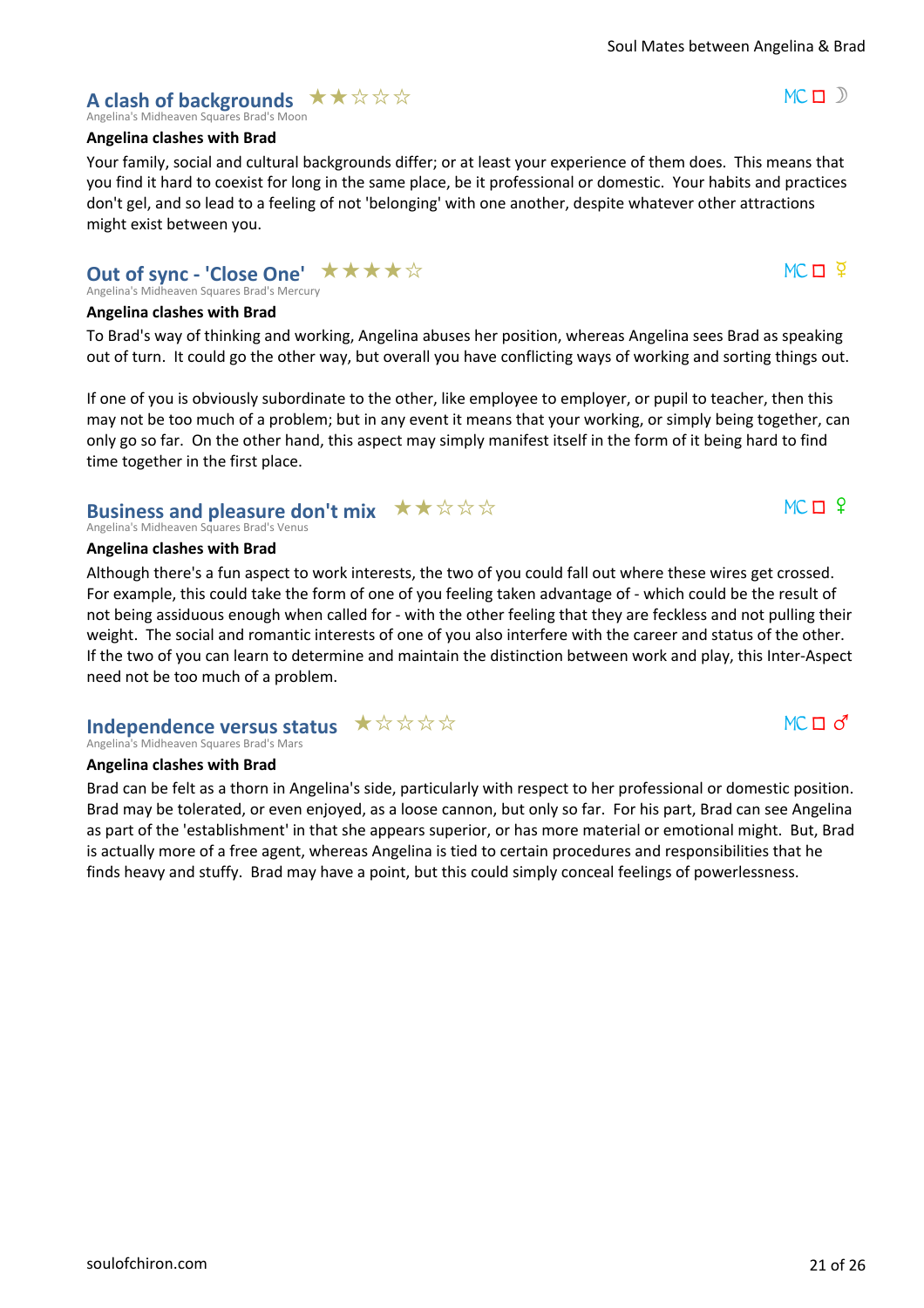## A clash of backgrounds ★★☆☆☆

Angelina's Midheaven Squares Brad's Moon

MC □ ☽

**Angelina clashes with Brad**

Your family, social and cultural backgrounds differ; or at least your experience of them does. This means that you find it hard to coexist for long in the same place, be it professional or domestic. Your habits and practices don't gel, and so lead to a feeling of not 'belonging' with one another, despite whatever other attractions might exist between you.

## Out of sync - 'Close One' ★★★★☆

Angelina's Midheaven Squares Brad's Mercury

MC □ ☿

**Angelina clashes with Brad**

To Brad's way of thinking and working, Angelina abuses her position, whereas Angelina sees Brad as speaking out of turn. It could go the other way, but overall you have conflicting ways of working and sorting things out.

If one of you is obviously subordinate to the other, like employee to employer, or pupil to teacher, then this may not be too much of a problem; but in any event it means that your working, or simply being together, can only go so far. On the other hand, this aspect may simply manifest itself in the form of it being hard to find time together in the first place.

## Business and pleasure don't mix ★★☆☆☆

Angelina's Midheaven Squares Brad's Venus

MC □ ♀

**Angelina clashes with Brad**

Although there's a fun aspect to work interests, the two of you could fall out where these wires get crossed. For example, this could take the form of one of you feeling taken advantage of - which could be the result of not being assiduous enough when called for - with the other feeling that they are feckless and not pulling their weight. The social and romantic interests of one of you also interfere with the career and status of the other. If the two of you can learn to determine and maintain the distinction between work and play, this Inter-Aspect need not be too much of a problem.

## Independence versus status ★☆☆☆☆

Angelina's Midheaven Squares Brad's Mars

MC □ ♂

**Angelina clashes with Brad**

Brad can be felt as a thorn in Angelina's side, particularly with respect to her professional or domestic position. Brad may be tolerated, or even enjoyed, as a loose cannon, but only so far. For his part, Brad can see Angelina as part of the 'establishment' in that she appears superior, or has more material or emotional might. But, Brad is actually more of a free agent, whereas Angelina is tied to certain procedures and responsibilities that he finds heavy and stuffy. Brad may have a point, but this could simply conceal feelings of powerlessness.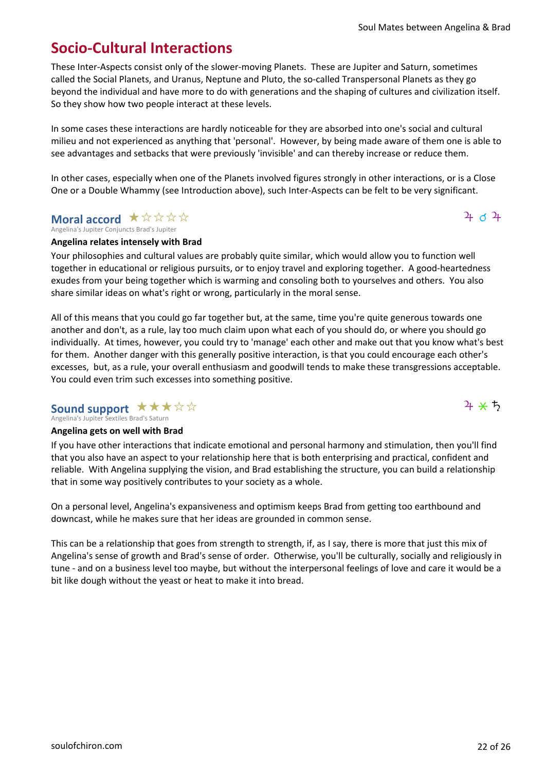## Socio-Cultural Interactions

These Inter-Aspects consist only of the slower-moving Planets. These are Jupiter and Saturn, sometimes called the Social Planets, and Uranus, Neptune and Pluto, the so-called Transpersonal Planets as they go beyond the individual and have more to do with generations and the shaping of cultures and civilization itself. So they show how two people interact at these levels.

In some cases these interactions are hardly noticeable for they are absorbed into one's social and cultural milieu and not experienced as anything that 'personal'. However, by being made aware of them one is able to see advantages and setbacks that were previously 'invisible' and can thereby increase or reduce them.

In other cases, especially when one of the Planets involved figures strongly in other interactions, or is a Close One or a Double Whammy (see Introduction above), such Inter-Aspects can be felt to be very significant.

### Moral accord ★☆☆☆☆

♃ ☌ ♃

Angelina's Jupiter Conjuncts Brad's Jupiter

**Angelina relates intensely with Brad**

Your philosophies and cultural values are probably quite similar, which would allow you to function well together in educational or religious pursuits, or to enjoy travel and exploring together. A good-heartedness exudes from your being together which is warming and consoling both to yourselves and others. You also share similar ideas on what's right or wrong, particularly in the moral sense.

All of this means that you could go far together but, at the same, time you're quite generous towards one another and don't, as a rule, lay too much claim upon what each of you should do, or where you should go individually. At times, however, you could try to 'manage' each other and make out that you know what's best for them. Another danger with this generally positive interaction, is that you could encourage each other's excesses, but, as a rule, your overall enthusiasm and goodwill tends to make these transgressions acceptable. You could even trim such excesses into something positive.

### Sound support ★★★☆☆

♃ ⚹ ♄

Angelina's Jupiter Sextiles Brad's Saturn

**Angelina gets on well with Brad**

If you have other interactions that indicate emotional and personal harmony and stimulation, then you'll find that you also have an aspect to your relationship here that is both enterprising and practical, confident and reliable. With Angelina supplying the vision, and Brad establishing the structure, you can build a relationship that in some way positively contributes to your society as a whole.

On a personal level, Angelina's expansiveness and optimism keeps Brad from getting too earthbound and downcast, while he makes sure that her ideas are grounded in common sense.

This can be a relationship that goes from strength to strength, if, as I say, there is more that just this mix of Angelina's sense of growth and Brad's sense of order. Otherwise, you'll be culturally, socially and religiously in tune - and on a business level too maybe, but without the interpersonal feelings of love and care it would be a bit like dough without the yeast or heat to make it into bread.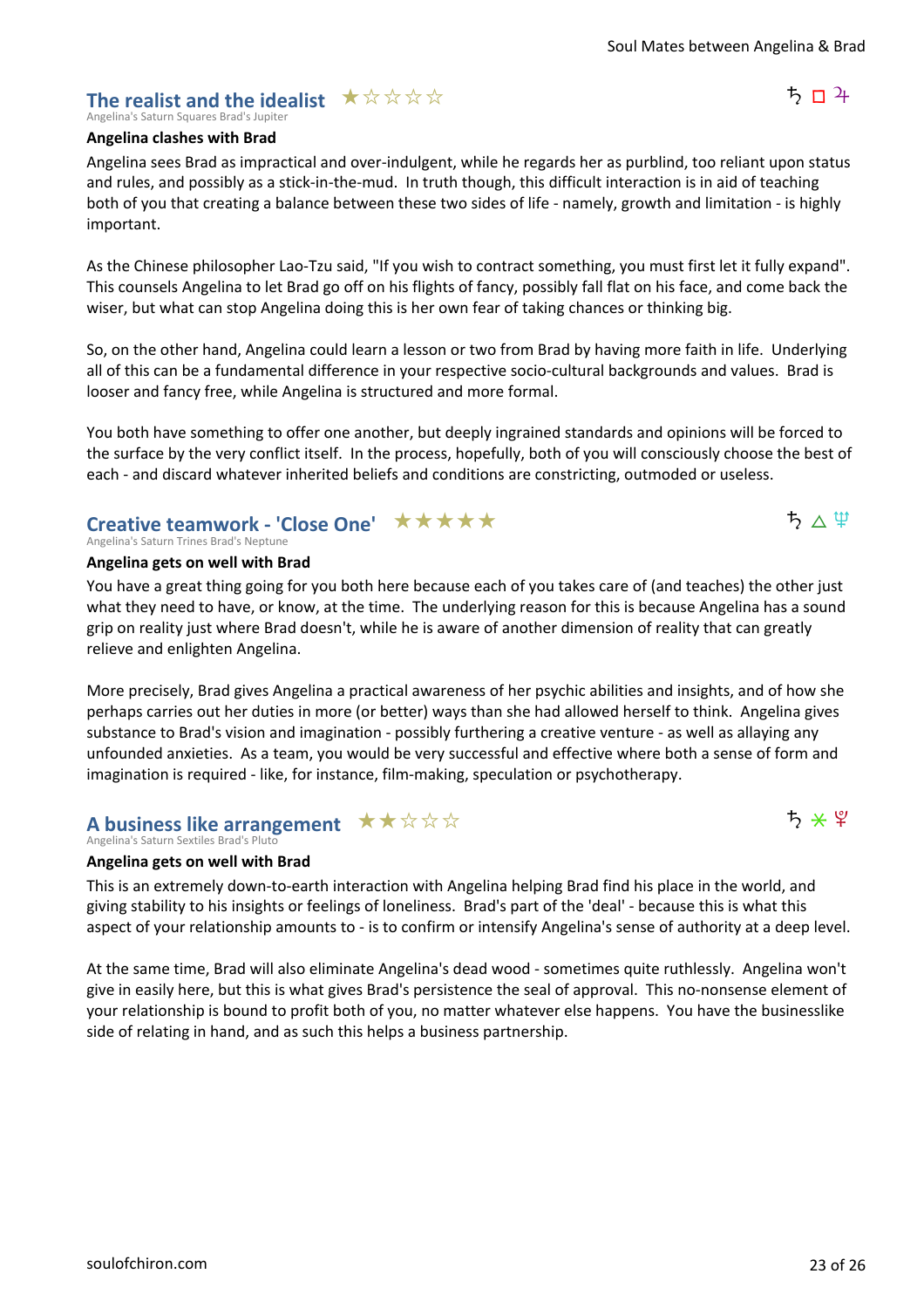## The realist and the idealist ★☆☆☆☆

Angelina's Saturn Squares Brad's Jupiter

♄ □ ♃

**Angelina clashes with Brad**

Angelina sees Brad as impractical and over-indulgent, while he regards her as purblind, too reliant upon status and rules, and possibly as a stick-in-the-mud. In truth though, this difficult interaction is in aid of teaching both of you that creating a balance between these two sides of life - namely, growth and limitation - is highly important.

As the Chinese philosopher Lao-Tzu said, "If you wish to contract something, you must first let it fully expand". This counsels Angelina to let Brad go off on his flights of fancy, possibly fall flat on his face, and come back the wiser, but what can stop Angelina doing this is her own fear of taking chances or thinking big.

So, on the other hand, Angelina could learn a lesson or two from Brad by having more faith in life. Underlying all of this can be a fundamental difference in your respective socio-cultural backgrounds and values. Brad is looser and fancy free, while Angelina is structured and more formal.

You both have something to offer one another, but deeply ingrained standards and opinions will be forced to the surface by the very conflict itself. In the process, hopefully, both of you will consciously choose the best of each - and discard whatever inherited beliefs and conditions are constricting, outmoded or useless.

## Creative teamwork - 'Close One' ★★★★★

Angelina's Saturn Trines Brad's Neptune

♄ △ ♆

**Angelina gets on well with Brad**

You have a great thing going for you both here because each of you takes care of (and teaches) the other just what they need to have, or know, at the time. The underlying reason for this is because Angelina has a sound grip on reality just where Brad doesn't, while he is aware of another dimension of reality that can greatly relieve and enlighten Angelina.

More precisely, Brad gives Angelina a practical awareness of her psychic abilities and insights, and of how she perhaps carries out her duties in more (or better) ways than she had allowed herself to think. Angelina gives substance to Brad's vision and imagination - possibly furthering a creative venture - as well as allaying any unfounded anxieties. As a team, you would be very successful and effective where both a sense of form and imagination is required - like, for instance, film-making, speculation or psychotherapy.

## A business like arrangement ★★☆☆☆

Angelina's Saturn Sextiles Brad's Pluto

♄ ⚹ ♇

**Angelina gets on well with Brad**

This is an extremely down-to-earth interaction with Angelina helping Brad find his place in the world, and giving stability to his insights or feelings of loneliness. Brad's part of the 'deal' - because this is what this aspect of your relationship amounts to - is to confirm or intensify Angelina's sense of authority at a deep level.

At the same time, Brad will also eliminate Angelina's dead wood - sometimes quite ruthlessly. Angelina won't give in easily here, but this is what gives Brad's persistence the seal of approval. This no-nonsense element of your relationship is bound to profit both of you, no matter whatever else happens. You have the businesslike side of relating in hand, and as such this helps a business partnership.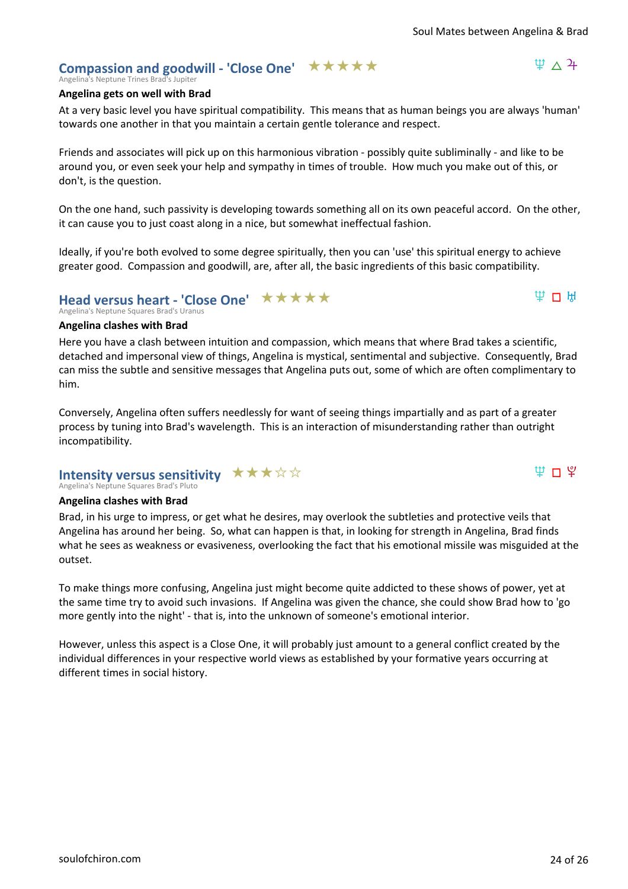## Compassion and goodwill - 'Close One' ★★★★★

♆ △ ♃

Angelina's Neptune Trines Brad's Jupiter

**Angelina gets on well with Brad**

At a very basic level you have spiritual compatibility. This means that as human beings you are always 'human' towards one another in that you maintain a certain gentle tolerance and respect.

Friends and associates will pick up on this harmonious vibration - possibly quite subliminally - and like to be around you, or even seek your help and sympathy in times of trouble. How much you make out of this, or don't, is the question.

On the one hand, such passivity is developing towards something all on its own peaceful accord. On the other, it can cause you to just coast along in a nice, but somewhat ineffectual fashion.

Ideally, if you're both evolved to some degree spiritually, then you can 'use' this spiritual energy to achieve greater good. Compassion and goodwill, are, after all, the basic ingredients of this basic compatibility.

## Head versus heart - 'Close One' ★★★★★

♆ □ ♅

Angelina's Neptune Squares Brad's Uranus

**Angelina clashes with Brad**

Here you have a clash between intuition and compassion, which means that where Brad takes a scientific, detached and impersonal view of things, Angelina is mystical, sentimental and subjective. Consequently, Brad can miss the subtle and sensitive messages that Angelina puts out, some of which are often complimentary to him.

Conversely, Angelina often suffers needlessly for want of seeing things impartially and as part of a greater process by tuning into Brad's wavelength. This is an interaction of misunderstanding rather than outright incompatibility.

## Intensity versus sensitivity ★★★☆☆

♆ □ ♇

Angelina's Neptune Squares Brad's Pluto

**Angelina clashes with Brad**

Brad, in his urge to impress, or get what he desires, may overlook the subtleties and protective veils that Angelina has around her being. So, what can happen is that, in looking for strength in Angelina, Brad finds what he sees as weakness or evasiveness, overlooking the fact that his emotional missile was misguided at the outset.

To make things more confusing, Angelina just might become quite addicted to these shows of power, yet at the same time try to avoid such invasions. If Angelina was given the chance, she could show Brad how to 'go more gently into the night' - that is, into the unknown of someone's emotional interior.

However, unless this aspect is a Close One, it will probably just amount to a general conflict created by the individual differences in your respective world views as established by your formative years occurring at different times in social history.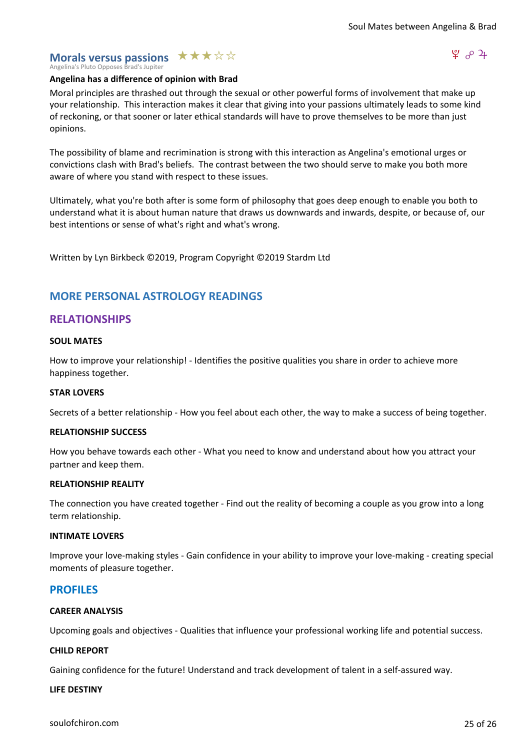## Morals versus passions ★★★☆☆

Angelina's Pluto Opposes Brad's Jupiter

♇ ☍ ♃

**Angelina has a difference of opinion with Brad**

Moral principles are thrashed out through the sexual or other powerful forms of involvement that make up your relationship. This interaction makes it clear that giving into your passions ultimately leads to some kind of reckoning, or that sooner or later ethical standards will have to prove themselves to be more than just opinions.

The possibility of blame and recrimination is strong with this interaction as Angelina's emotional urges or convictions clash with Brad's beliefs. The contrast between the two should serve to make you both more aware of where you stand with respect to these issues.

Ultimately, what you're both after is some form of philosophy that goes deep enough to enable you both to understand what it is about human nature that draws us downwards and inwards, despite, or because of, our best intentions or sense of what's right and what's wrong.

Written by Lyn Birkbeck ©2019, Program Copyright ©2019 Stardm Ltd

## MORE PERSONAL ASTROLOGY READINGS

## RELATIONSHIPS

#### SOUL MATES

How to improve your relationship! - Identifies the positive qualities you share in order to achieve more happiness together.

#### STAR LOVERS

Secrets of a better relationship - How you feel about each other, the way to make a success of being together.

#### RELATIONSHIP SUCCESS

How you behave towards each other - What you need to know and understand about how you attract your partner and keep them.

#### RELATIONSHIP REALITY

The connection you have created together - Find out the reality of becoming a couple as you grow into a long term relationship.

#### INTIMATE LOVERS

Improve your love-making styles - Gain confidence in your ability to improve your love-making - creating special moments of pleasure together.

## PROFILES

#### CAREER ANALYSIS

Upcoming goals and objectives - Qualities that influence your professional working life and potential success.

#### CHILD REPORT

Gaining confidence for the future! Understand and track development of talent in a self-assured way.

#### LIFE DESTINY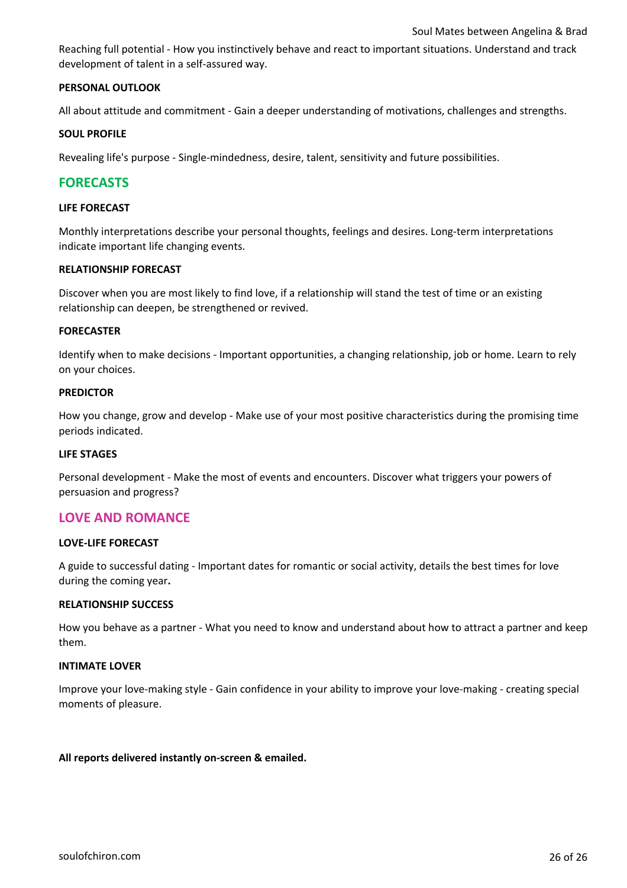Reaching full potential - How you instinctively behave and react to important situations. Understand and track development of talent in a self-assured way.

#### PERSONAL OUTLOOK

All about attitude and commitment - Gain a deeper understanding of motivations, challenges and strengths.

#### SOUL PROFILE

Revealing life's purpose - Single-mindedness, desire, talent, sensitivity and future possibilities.

## FORECASTS

#### LIFE FORECAST

Monthly interpretations describe your personal thoughts, feelings and desires. Long-term interpretations indicate important life changing events.

#### RELATIONSHIP FORECAST

Discover when you are most likely to find love, if a relationship will stand the test of time or an existing relationship can deepen, be strengthened or revived.

#### FORECASTER

Identify when to make decisions - Important opportunities, a changing relationship, job or home. Learn to rely on your choices.

#### PREDICTOR

How you change, grow and develop - Make use of your most positive characteristics during the promising time periods indicated.

#### LIFE STAGES

Personal development - Make the most of events and encounters. Discover what triggers your powers of persuasion and progress?

## LOVE AND ROMANCE

#### LOVE-LIFE FORECAST

A guide to successful dating - Important dates for romantic or social activity, details the best times for love during the coming year**.**

#### RELATIONSHIP SUCCESS

How you behave as a partner - What you need to know and understand about how to attract a partner and keep them.

#### INTIMATE LOVER

Improve your love-making style - Gain confidence in your ability to improve your love-making - creating special moments of pleasure.

**All reports delivered instantly on-screen & emailed.**